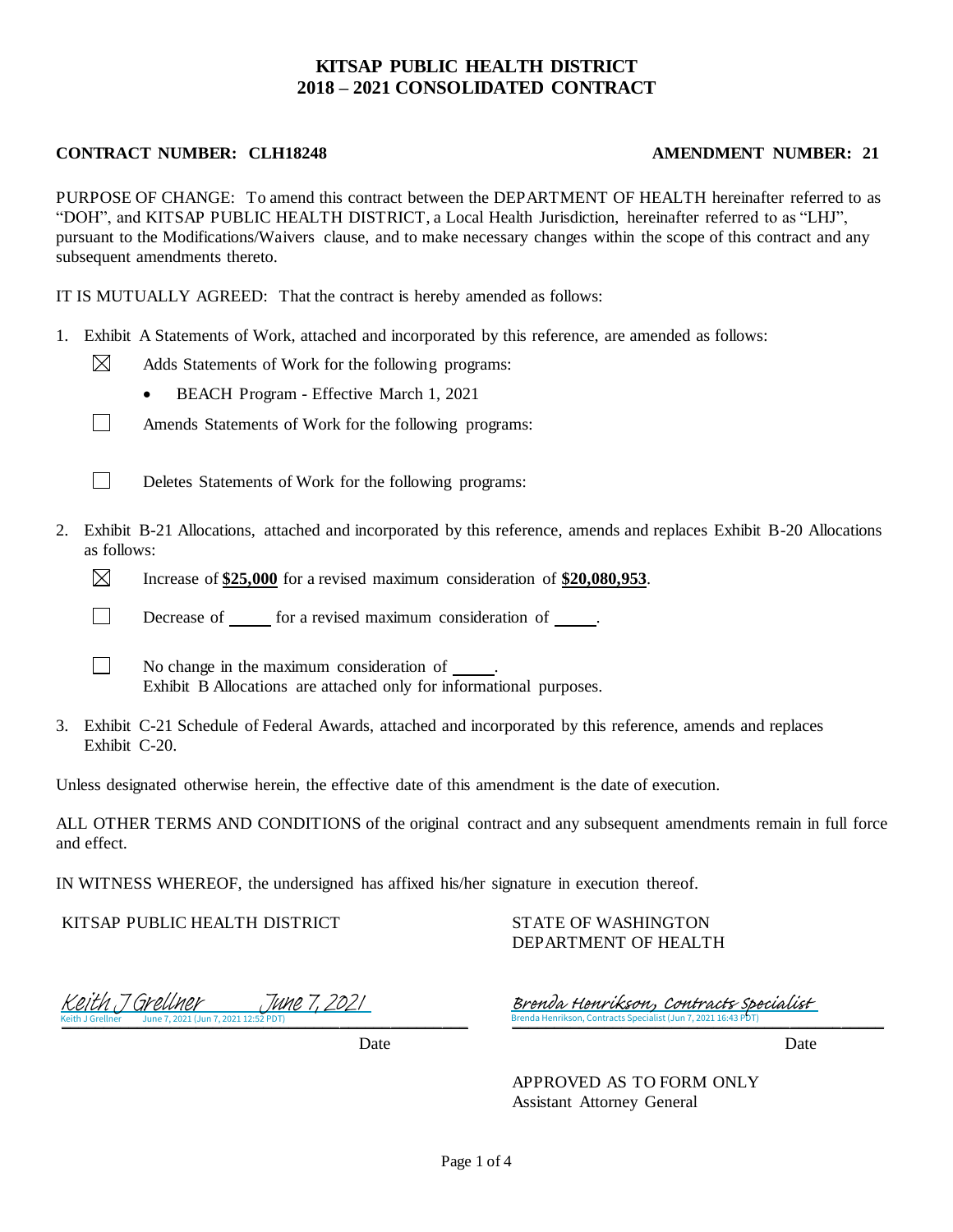# KITSAP PUBLIC HEALTH DISTRICT
# 2018 – 2021 CONSOLIDATED CONTRACT

**CONTRACT NUMBER: CLH18248** **AMENDMENT NUMBER: 21**

PURPOSE OF CHANGE: To amend this contract between the DEPARTMENT OF HEALTH hereinafter referred to as "DOH", and KITSAP PUBLIC HEALTH DISTRICT, a Local Health Jurisdiction, hereinafter referred to as "LHJ", pursuant to the Modifications/Waivers clause, and to make necessary changes within the scope of this contract and any subsequent amendments thereto.

IT IS MUTUALLY AGREED: That the contract is hereby amended as follows:

1. Exhibit A Statements of Work, attached and incorporated by this reference, are amended as follows:

   ☒ Adds Statements of Work for the following programs:
   - BEACH Program - Effective March 1, 2021

   ☐ Amends Statements of Work for the following programs:

   ☐ Deletes Statements of Work for the following programs:

2. Exhibit B-21 Allocations, attached and incorporated by this reference, amends and replaces Exhibit B-20 Allocations as follows:

   ☒ Increase of **$25,000** for a revised maximum consideration of **$20,080,953**.

   ☐ Decrease of _____ for a revised maximum consideration of _____.

   ☐ No change in the maximum consideration of _____.
   Exhibit B Allocations are attached only for informational purposes.

3. Exhibit C-21 Schedule of Federal Awards, attached and incorporated by this reference, amends and replaces Exhibit C-20.

Unless designated otherwise herein, the effective date of this amendment is the date of execution.

ALL OTHER TERMS AND CONDITIONS of the original contract and any subsequent amendments remain in full force and effect.

IN WITNESS WHEREOF, the undersigned has affixed his/her signature in execution thereof.

| KITSAP PUBLIC HEALTH DISTRICT | STATE OF WASHINGTON DEPARTMENT OF HEALTH |
|---|---|
| Keith J Grellner June 7, 2021<br>Keith J Grellner June 7, 2021 (Jun 7, 2021 12:52 PDT) | Brenda Henrikson, Contracts Specialist<br>Brenda Henrikson, Contracts Specialist (Jun 7, 2021 16:43 PDT) |
| Date | Date |
| | APPROVED AS TO FORM ONLY<br>Assistant Attorney General |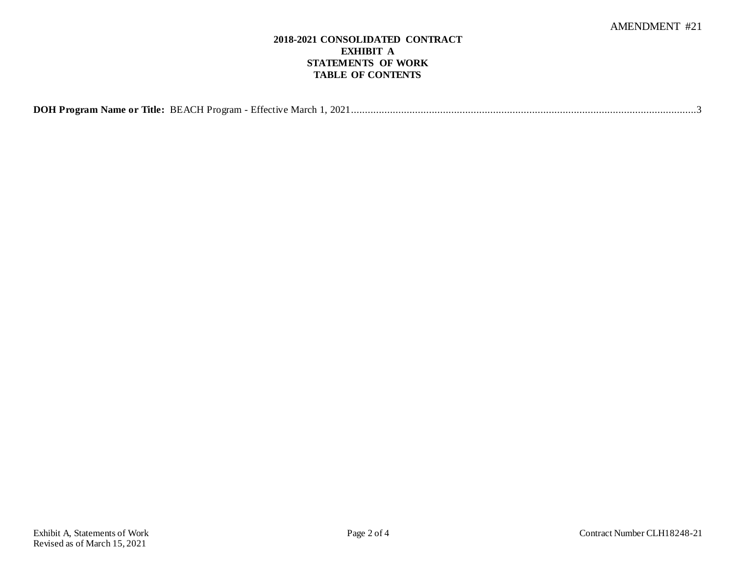**2018-2021 CONSOLIDATED CONTRACT**
**EXHIBIT A**
**STATEMENTS OF WORK**
**TABLE OF CONTENTS**

**DOH Program Name or Title:** BEACH Program - Effective March 1, 2021..........3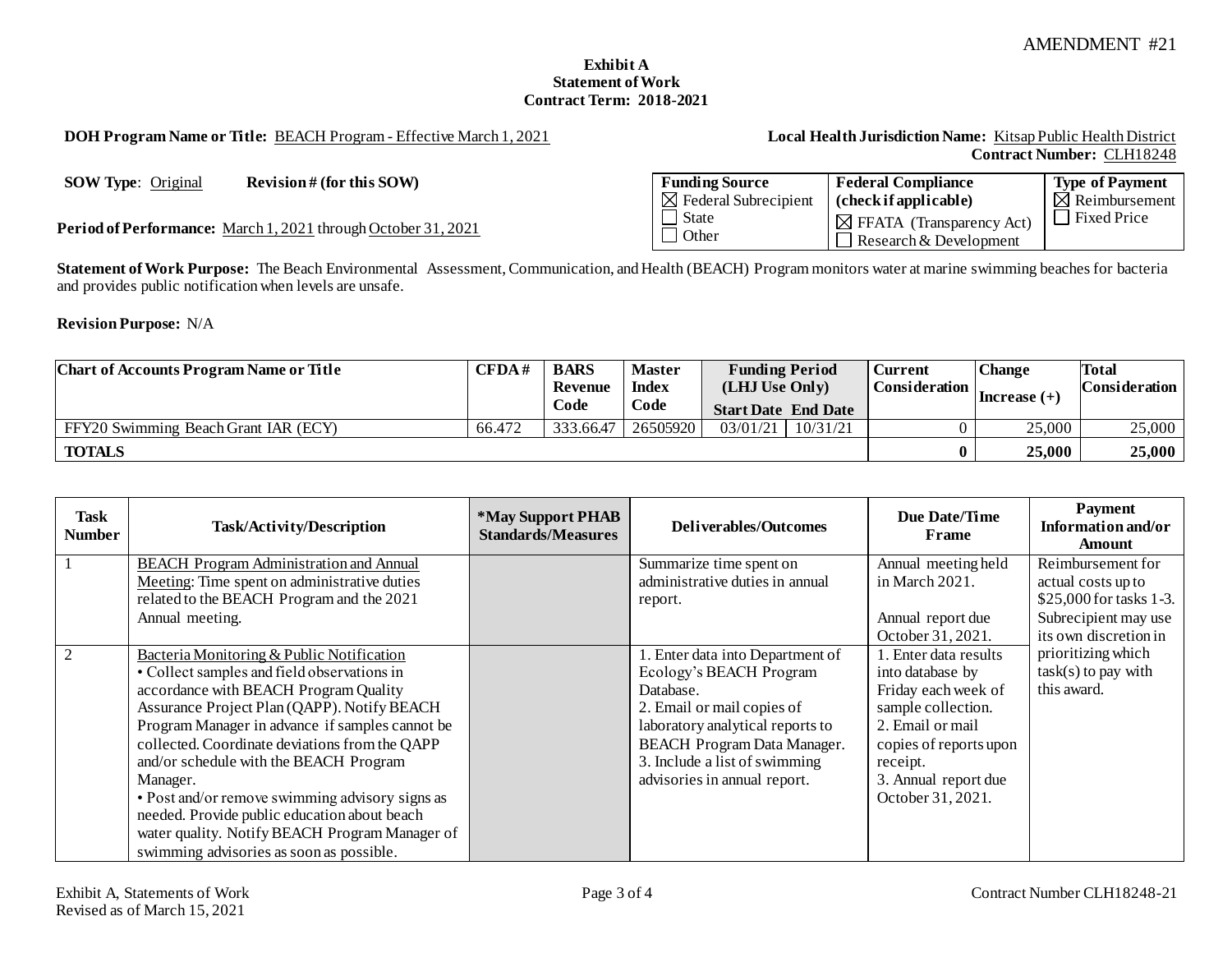AMENDMENT #21

**Exhibit A**
**Statement of Work**
**Contract Term: 2018-2021**

**DOH Program Name or Title:** BEACH Program - Effective March 1, 2021

**Local Health Jurisdiction Name:** Kitsap Public Health District
**Contract Number:** CLH18248

**SOW Type**: Original **Revision # (for this SOW)**

**Period of Performance:** March 1, 2021 through October 31, 2021

| Funding Source | Federal Compliance (check if applicable) | Type of Payment |
|---|---|---|
| ☒ Federal Subrecipient<br>☐ State<br>☐ Other | ☒ FFATA (Transparency Act)<br>☐ Research & Development | ☒ Reimbursement<br>☐ Fixed Price |

**Statement of Work Purpose:** The Beach Environmental Assessment, Communication, and Health (BEACH) Program monitors water at marine swimming beaches for bacteria and provides public notification when levels are unsafe.

**Revision Purpose:** N/A

| Chart of Accounts Program Name or Title | CFDA # | BARS Revenue Code | Master Index Code | Funding Period (LHJ Use Only) Start Date | End Date | Current Consideration | Change Increase (+) | Total Consideration |
|---|---|---|---|---|---|---|---|---|
| FFY20 Swimming Beach Grant IAR (ECY) | 66.472 | 333.66.47 | 26505920 | 03/01/21 | 10/31/21 | 0 | 25,000 | 25,000 |
| **TOTALS** | | | | | | **0** | **25,000** | **25,000** |

| Task Number | Task/Activity/Description | *May Support PHAB Standards/Measures | Deliverables/Outcomes | Due Date/Time Frame | Payment Information and/or Amount |
|---|---|---|---|---|---|
| 1 | BEACH Program Administration and Annual Meeting: Time spent on administrative duties related to the BEACH Program and the 2021 Annual meeting. | | Summarize time spent on administrative duties in annual report. | Annual meeting held in March 2021.<br><br>Annual report due October 31, 2021. | Reimbursement for actual costs up to \$25,000 for tasks 1-3. Subrecipient may use its own discretion in prioritizing which task(s) to pay with this award. |
| 2 | Bacteria Monitoring & Public Notification<br>• Collect samples and field observations in accordance with BEACH Program Quality Assurance Project Plan (QAPP). Notify BEACH Program Manager in advance if samples cannot be collected. Coordinate deviations from the QAPP and/or schedule with the BEACH Program Manager.<br>• Post and/or remove swimming advisory signs as needed. Provide public education about beach water quality. Notify BEACH Program Manager of swimming advisories as soon as possible. | | 1. Enter data into Department of Ecology's BEACH Program Database.<br>2. Email or mail copies of laboratory analytical reports to BEACH Program Data Manager.<br>3. Include a list of swimming advisories in annual report. | 1. Enter data results into database by Friday each week of sample collection.<br>2. Email or mail copies of reports upon receipt.<br>3. Annual report due October 31, 2021. | |

Exhibit A, Statements of Work
Revised as of March 15, 2021

Contract Number CLH18248-21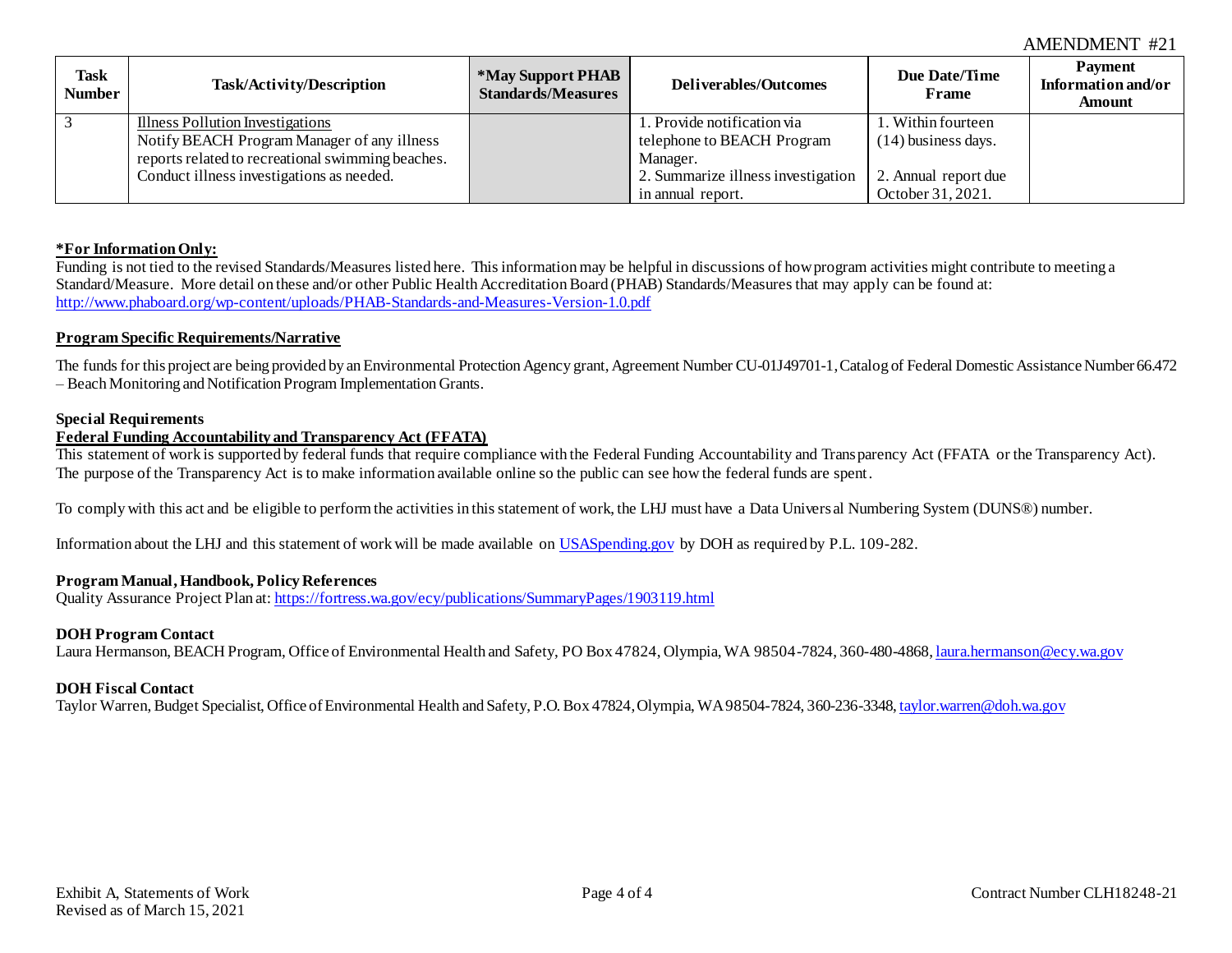| Task Number | Task/Activity/Description | *May Support PHAB Standards/Measures | Deliverables/Outcomes | Due Date/Time Frame | Payment Information and/or Amount |
|---|---|---|---|---|---|
| 3 | Illness Pollution Investigations<br>Notify BEACH Program Manager of any illness reports related to recreational swimming beaches.<br>Conduct illness investigations as needed. | | 1. Provide notification via telephone to BEACH Program Manager.<br>2. Summarize illness investigation in annual report. | 1. Within fourteen (14) business days.<br>2. Annual report due October 31, 2021. | |

**\*For Information Only:**
Funding is not tied to the revised Standards/Measures listed here. This information may be helpful in discussions of how program activities might contribute to meeting a Standard/Measure. More detail on these and/or other Public Health Accreditation Board (PHAB) Standards/Measures that may apply can be found at: http://www.phaboard.org/wp-content/uploads/PHAB-Standards-and-Measures-Version-1.0.pdf

**Program Specific Requirements/Narrative**

The funds for this project are being provided by an Environmental Protection Agency grant, Agreement Number CU-01J49701-1, Catalog of Federal Domestic Assistance Number 66.472 – Beach Monitoring and Notification Program Implementation Grants.

**Special Requirements**
**Federal Funding Accountability and Transparency Act (FFATA)**
This statement of work is supported by federal funds that require compliance with the Federal Funding Accountability and Transparency Act (FFATA or the Transparency Act). The purpose of the Transparency Act is to make information available online so the public can see how the federal funds are spent.

To comply with this act and be eligible to perform the activities in this statement of work, the LHJ must have a Data Universal Numbering System (DUNS®) number.

Information about the LHJ and this statement of work will be made available on USASpending.gov by DOH as required by P.L. 109-282.

**Program Manual, Handbook, Policy References**
Quality Assurance Project Plan at: https://fortress.wa.gov/ecy/publications/SummaryPages/1903119.html

**DOH Program Contact**
Laura Hermanson, BEACH Program, Office of Environmental Health and Safety, PO Box 47824, Olympia, WA 98504-7824, 360-480-4868, laura.hermanson@ecy.wa.gov

**DOH Fiscal Contact**
Taylor Warren, Budget Specialist, Office of Environmental Health and Safety, P.O. Box 47824, Olympia, WA 98504-7824, 360-236-3348, taylor.warren@doh.wa.gov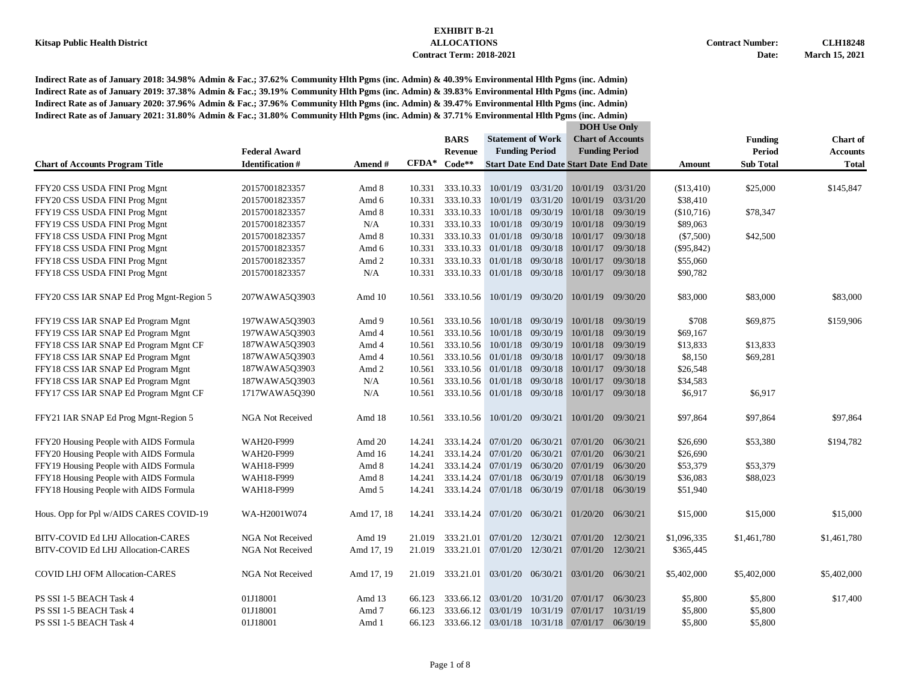**Kitsap Public Health District**

**EXHIBIT B-21**
**ALLOCATIONS**
**Contract Term: 2018-2021**

**Contract Number: CLH18248**
**Date: March 15, 2021**

**Indirect Rate as of January 2018: 34.98% Admin & Fac.; 37.62% Community Hlth Pgms (inc. Admin) & 40.39% Environmental Hlth Pgms (inc. Admin)**
**Indirect Rate as of January 2019: 37.38% Admin & Fac.; 39.19% Community Hlth Pgms (inc. Admin) & 39.83% Environmental Hlth Pgms (inc. Admin)**
**Indirect Rate as of January 2020: 37.96% Admin & Fac.; 37.96% Community Hlth Pgms (inc. Admin) & 39.47% Environmental Hlth Pgms (inc. Admin)**
**Indirect Rate as of January 2021: 31.80% Admin & Fac.; 31.80% Community Hlth Pgms (inc. Admin) & 37.71% Environmental Hlth Pgms (inc. Admin)**

| Chart of Accounts Program Title | Federal Award Identification # | Amend # | CFDA* | BARS Revenue Code** | Statement of Work Funding Period Start Date | Statement of Work Funding Period End Date | DOH Use Only Chart of Accounts Funding Period Start Date | DOH Use Only Chart of Accounts Funding Period End Date | Amount | Funding Period Sub Total | Chart of Accounts Total |
|---|---|---|---|---|---|---|---|---|---|---|---|
| FFY20 CSS USDA FINI Prog Mgnt | 20157001823357 | Amd 8 | 10.331 | 333.10.33 | 10/01/19 | 03/31/20 | 10/01/19 | 03/31/20 | ($13,410) | $25,000 | $145,847 |
| FFY20 CSS USDA FINI Prog Mgnt | 20157001823357 | Amd 6 | 10.331 | 333.10.33 | 10/01/19 | 03/31/20 | 10/01/19 | 03/31/20 | $38,410 | | |
| FFY19 CSS USDA FINI Prog Mgnt | 20157001823357 | Amd 8 | 10.331 | 333.10.33 | 10/01/18 | 09/30/19 | 10/01/18 | 09/30/19 | ($10,716) | $78,347 | |
| FFY19 CSS USDA FINI Prog Mgnt | 20157001823357 | N/A | 10.331 | 333.10.33 | 10/01/18 | 09/30/19 | 10/01/18 | 09/30/19 | $89,063 | | |
| FFY18 CSS USDA FINI Prog Mgnt | 20157001823357 | Amd 8 | 10.331 | 333.10.33 | 01/01/18 | 09/30/18 | 10/01/17 | 09/30/18 | ($7,500) | $42,500 | |
| FFY18 CSS USDA FINI Prog Mgnt | 20157001823357 | Amd 6 | 10.331 | 333.10.33 | 01/01/18 | 09/30/18 | 10/01/17 | 09/30/18 | ($95,842) | | |
| FFY18 CSS USDA FINI Prog Mgnt | 20157001823357 | Amd 2 | 10.331 | 333.10.33 | 01/01/18 | 09/30/18 | 10/01/17 | 09/30/18 | $55,060 | | |
| FFY18 CSS USDA FINI Prog Mgnt | 20157001823357 | N/A | 10.331 | 333.10.33 | 01/01/18 | 09/30/18 | 10/01/17 | 09/30/18 | $90,782 | | |
| FFY20 CSS IAR SNAP Ed Prog Mgnt-Region 5 | 207WAWA5Q3903 | Amd 10 | 10.561 | 333.10.56 | 10/01/19 | 09/30/20 | 10/01/19 | 09/30/20 | $83,000 | $83,000 | $83,000 |
| FFY19 CSS IAR SNAP Ed Program Mgnt | 197WAWA5Q3903 | Amd 9 | 10.561 | 333.10.56 | 10/01/18 | 09/30/19 | 10/01/18 | 09/30/19 | $708 | $69,875 | $159,906 |
| FFY19 CSS IAR SNAP Ed Program Mgnt | 197WAWA5Q3903 | Amd 4 | 10.561 | 333.10.56 | 10/01/18 | 09/30/19 | 10/01/18 | 09/30/19 | $69,167 | | |
| FFY18 CSS IAR SNAP Ed Program Mgnt CF | 187WAWA5Q3903 | Amd 4 | 10.561 | 333.10.56 | 10/01/18 | 09/30/19 | 10/01/18 | 09/30/19 | $13,833 | $13,833 | |
| FFY18 CSS IAR SNAP Ed Program Mgnt | 187WAWA5Q3903 | Amd 4 | 10.561 | 333.10.56 | 01/01/18 | 09/30/18 | 10/01/17 | 09/30/18 | $8,150 | $69,281 | |
| FFY18 CSS IAR SNAP Ed Program Mgnt | 187WAWA5Q3903 | Amd 2 | 10.561 | 333.10.56 | 01/01/18 | 09/30/18 | 10/01/17 | 09/30/18 | $26,548 | | |
| FFY18 CSS IAR SNAP Ed Program Mgnt | 187WAWA5Q3903 | N/A | 10.561 | 333.10.56 | 01/01/18 | 09/30/18 | 10/01/17 | 09/30/18 | $34,583 | | |
| FFY17 CSS IAR SNAP Ed Program Mgnt CF | 1717WAWA5Q390 | N/A | 10.561 | 333.10.56 | 01/01/18 | 09/30/18 | 10/01/17 | 09/30/18 | $6,917 | $6,917 | |
| FFY21 IAR SNAP Ed Prog Mgnt-Region 5 | NGA Not Received | Amd 18 | 10.561 | 333.10.56 | 10/01/20 | 09/30/21 | 10/01/20 | 09/30/21 | $97,864 | $97,864 | $97,864 |
| FFY20 Housing People with AIDS Formula | WAH20-F999 | Amd 20 | 14.241 | 333.14.24 | 07/01/20 | 06/30/21 | 07/01/20 | 06/30/21 | $26,690 | $53,380 | $194,782 |
| FFY20 Housing People with AIDS Formula | WAH20-F999 | Amd 16 | 14.241 | 333.14.24 | 07/01/20 | 06/30/21 | 07/01/20 | 06/30/21 | $26,690 | | |
| FFY19 Housing People with AIDS Formula | WAH18-F999 | Amd 8 | 14.241 | 333.14.24 | 07/01/19 | 06/30/20 | 07/01/19 | 06/30/20 | $53,379 | $53,379 | |
| FFY18 Housing People with AIDS Formula | WAH18-F999 | Amd 8 | 14.241 | 333.14.24 | 07/01/18 | 06/30/19 | 07/01/18 | 06/30/19 | $36,083 | $88,023 | |
| FFY18 Housing People with AIDS Formula | WAH18-F999 | Amd 5 | 14.241 | 333.14.24 | 07/01/18 | 06/30/19 | 07/01/18 | 06/30/19 | $51,940 | | |
| Hous. Opp for Ppl w/AIDS CARES COVID-19 | WA-H2001W074 | Amd 17, 18 | 14.241 | 333.14.24 | 07/01/20 | 06/30/21 | 01/20/20 | 06/30/21 | $15,000 | $15,000 | $15,000 |
| BITV-COVID Ed LHJ Allocation-CARES | NGA Not Received | Amd 19 | 21.019 | 333.21.01 | 07/01/20 | 12/30/21 | 07/01/20 | 12/30/21 | $1,096,335 | $1,461,780 | $1,461,780 |
| BITV-COVID Ed LHJ Allocation-CARES | NGA Not Received | Amd 17, 19 | 21.019 | 333.21.01 | 07/01/20 | 12/30/21 | 07/01/20 | 12/30/21 | $365,445 | | |
| COVID LHJ OFM Allocation-CARES | NGA Not Received | Amd 17, 19 | 21.019 | 333.21.01 | 03/01/20 | 06/30/21 | 03/01/20 | 06/30/21 | $5,402,000 | $5,402,000 | $5,402,000 |
| PS SSI 1-5 BEACH Task 4 | 01J18001 | Amd 13 | 66.123 | 333.66.12 | 03/01/20 | 10/31/20 | 07/01/17 | 06/30/23 | $5,800 | $5,800 | $17,400 |
| PS SSI 1-5 BEACH Task 4 | 01J18001 | Amd 7 | 66.123 | 333.66.12 | 03/01/19 | 10/31/19 | 07/01/17 | 10/31/19 | $5,800 | $5,800 | |
| PS SSI 1-5 BEACH Task 4 | 01J18001 | Amd 1 | 66.123 | 333.66.12 | 03/01/18 | 10/31/18 | 07/01/17 | 06/30/19 | $5,800 | $5,800 | |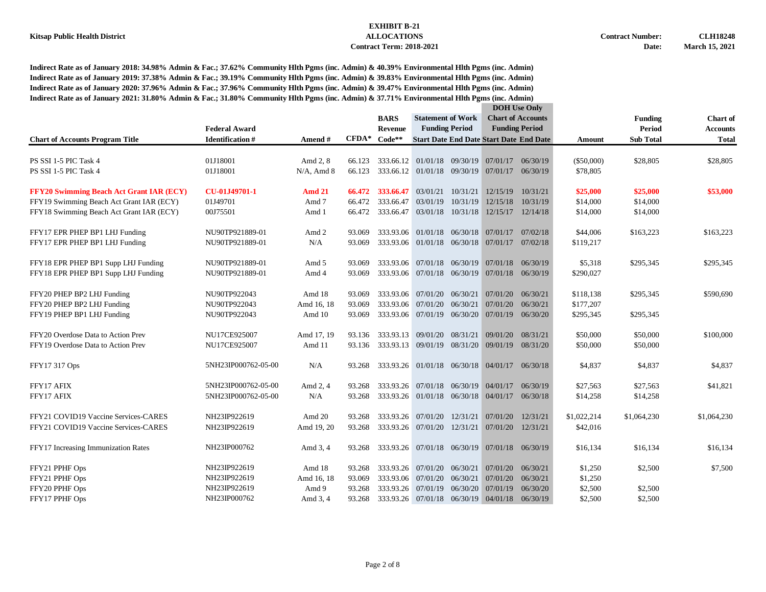**Kitsap Public Health District**

**EXHIBIT B-21**
**ALLOCATIONS**
**Contract Term: 2018-2021**

**Contract Number:** **CLH18248**
**Date:** **March 15, 2021**

**Indirect Rate as of January 2018: 34.98% Admin & Fac.; 37.62% Community Hlth Pgms (inc. Admin) & 40.39% Environmental Hlth Pgms (inc. Admin)**
**Indirect Rate as of January 2019: 37.38% Admin & Fac.; 39.19% Community Hlth Pgms (inc. Admin) & 39.83% Environmental Hlth Pgms (inc. Admin)**
**Indirect Rate as of January 2020: 37.96% Admin & Fac.; 37.96% Community Hlth Pgms (inc. Admin) & 39.47% Environmental Hlth Pgms (inc. Admin)**
**Indirect Rate as of January 2021: 31.80% Admin & Fac.; 31.80% Community Hlth Pgms (inc. Admin) & 37.71% Environmental Hlth Pgms (inc. Admin)**

| Chart of Accounts Program Title | Federal Award Identification # | Amend # | CFDA* | BARS Revenue Code** | Statement of Work Funding Period Start Date | Statement of Work Funding Period End Date | DOH Use Only Chart of Accounts Funding Period Start Date | DOH Use Only Chart of Accounts Funding Period End Date | Amount | Funding Period Sub Total | Chart of Accounts Total |
|---|---|---|---|---|---|---|---|---|---|---|---|
| PS SSI 1-5 PIC Task 4 | 01J18001 | Amd 2, 8 | 66.123 | 333.66.12 | 01/01/18 | 09/30/19 | 07/01/17 | 06/30/19 | ($50,000) | $28,805 | $28,805 |
| PS SSI 1-5 PIC Task 4 | 01J18001 | N/A, Amd 8 | 66.123 | 333.66.12 | 01/01/18 | 09/30/19 | 07/01/17 | 06/30/19 | $78,805 | | |
| **FFY20 Swimming Beach Act Grant IAR (ECY)** | **CU-01J49701-1** | **Amd 21** | **66.472** | **333.66.47** | 03/01/21 | 10/31/21 | 12/15/19 | 10/31/21 | **$25,000** | **$25,000** | **$53,000** |
| FFY19 Swimming Beach Act Grant IAR (ECY) | 01J49701 | Amd 7 | 66.472 | 333.66.47 | 03/01/19 | 10/31/19 | 12/15/18 | 10/31/19 | $14,000 | $14,000 | |
| FFY18 Swimming Beach Act Grant IAR (ECY) | 00J75501 | Amd 1 | 66.472 | 333.66.47 | 03/01/18 | 10/31/18 | 12/15/17 | 12/14/18 | $14,000 | $14,000 | |
| FFY17 EPR PHEP BP1 LHJ Funding | NU90TP921889-01 | Amd 2 | 93.069 | 333.93.06 | 01/01/18 | 06/30/18 | 07/01/17 | 07/02/18 | $44,006 | $163,223 | $163,223 |
| FFY17 EPR PHEP BP1 LHJ Funding | NU90TP921889-01 | N/A | 93.069 | 333.93.06 | 01/01/18 | 06/30/18 | 07/01/17 | 07/02/18 | $119,217 | | |
| FFY18 EPR PHEP BP1 Supp LHJ Funding | NU90TP921889-01 | Amd 5 | 93.069 | 333.93.06 | 07/01/18 | 06/30/19 | 07/01/18 | 06/30/19 | $5,318 | $295,345 | $295,345 |
| FFY18 EPR PHEP BP1 Supp LHJ Funding | NU90TP921889-01 | Amd 4 | 93.069 | 333.93.06 | 07/01/18 | 06/30/19 | 07/01/18 | 06/30/19 | $290,027 | | |
| FFY20 PHEP BP2 LHJ Funding | NU90TP922043 | Amd 18 | 93.069 | 333.93.06 | 07/01/20 | 06/30/21 | 07/01/20 | 06/30/21 | $118,138 | $295,345 | $590,690 |
| FFY20 PHEP BP2 LHJ Funding | NU90TP922043 | Amd 16, 18 | 93.069 | 333.93.06 | 07/01/20 | 06/30/21 | 07/01/20 | 06/30/21 | $177,207 | | |
| FFY19 PHEP BP1 LHJ Funding | NU90TP922043 | Amd 10 | 93.069 | 333.93.06 | 07/01/19 | 06/30/20 | 07/01/19 | 06/30/20 | $295,345 | $295,345 | |
| FFY20 Overdose Data to Action Prev | NU17CE925007 | Amd 17, 19 | 93.136 | 333.93.13 | 09/01/20 | 08/31/21 | 09/01/20 | 08/31/21 | $50,000 | $50,000 | $100,000 |
| FFY19 Overdose Data to Action Prev | NU17CE925007 | Amd 11 | 93.136 | 333.93.13 | 09/01/19 | 08/31/20 | 09/01/19 | 08/31/20 | $50,000 | $50,000 | |
| FFY17 317 Ops | 5NH23IP000762-05-00 | N/A | 93.268 | 333.93.26 | 01/01/18 | 06/30/18 | 04/01/17 | 06/30/18 | $4,837 | $4,837 | $4,837 |
| FFY17 AFIX | 5NH23IP000762-05-00 | Amd 2, 4 | 93.268 | 333.93.26 | 07/01/18 | 06/30/19 | 04/01/17 | 06/30/19 | $27,563 | $27,563 | $41,821 |
| FFY17 AFIX | 5NH23IP000762-05-00 | N/A | 93.268 | 333.93.26 | 01/01/18 | 06/30/18 | 04/01/17 | 06/30/18 | $14,258 | $14,258 | |
| FFY21 COVID19 Vaccine Services-CARES | NH23IP922619 | Amd 20 | 93.268 | 333.93.26 | 07/01/20 | 12/31/21 | 07/01/20 | 12/31/21 | $1,022,214 | $1,064,230 | $1,064,230 |
| FFY21 COVID19 Vaccine Services-CARES | NH23IP922619 | Amd 19, 20 | 93.268 | 333.93.26 | 07/01/20 | 12/31/21 | 07/01/20 | 12/31/21 | $42,016 | | |
| FFY17 Increasing Immunization Rates | NH23IP000762 | Amd 3, 4 | 93.268 | 333.93.26 | 07/01/18 | 06/30/19 | 07/01/18 | 06/30/19 | $16,134 | $16,134 | $16,134 |
| FFY21 PPHF Ops | NH23IP922619 | Amd 18 | 93.268 | 333.93.26 | 07/01/20 | 06/30/21 | 07/01/20 | 06/30/21 | $1,250 | $2,500 | $7,500 |
| FFY21 PPHF Ops | NH23IP922619 | Amd 16, 18 | 93.069 | 333.93.06 | 07/01/20 | 06/30/21 | 07/01/20 | 06/30/21 | $1,250 | | |
| FFY20 PPHF Ops | NH23IP922619 | Amd 9 | 93.268 | 333.93.26 | 07/01/19 | 06/30/20 | 07/01/19 | 06/30/20 | $2,500 | $2,500 | |
| FFY17 PPHF Ops | NH23IP000762 | Amd 3, 4 | 93.268 | 333.93.26 | 07/01/18 | 06/30/19 | 04/01/18 | 06/30/19 | $2,500 | $2,500 | |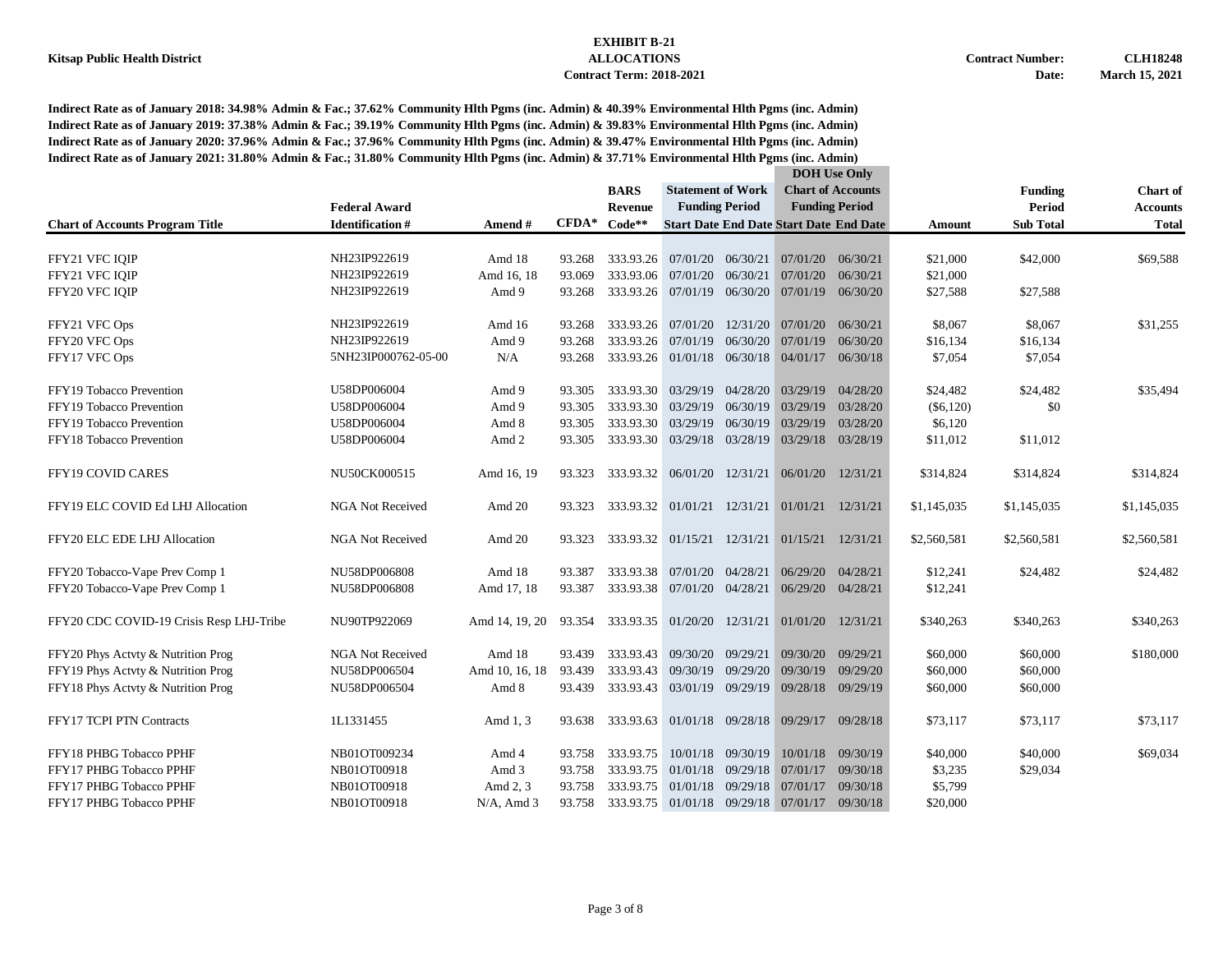**Kitsap Public Health District**

**EXHIBIT B-21**
**ALLOCATIONS**
**Contract Term: 2018-2021**

**Contract Number: CLH18248**
**Date: March 15, 2021**

**Indirect Rate as of January 2018: 34.98% Admin & Fac.; 37.62% Community Hlth Pgms (inc. Admin) & 40.39% Environmental Hlth Pgms (inc. Admin)**
**Indirect Rate as of January 2019: 37.38% Admin & Fac.; 39.19% Community Hlth Pgms (inc. Admin) & 39.83% Environmental Hlth Pgms (inc. Admin)**
**Indirect Rate as of January 2020: 37.96% Admin & Fac.; 37.96% Community Hlth Pgms (inc. Admin) & 39.47% Environmental Hlth Pgms (inc. Admin)**
**Indirect Rate as of January 2021: 31.80% Admin & Fac.; 31.80% Community Hlth Pgms (inc. Admin) & 37.71% Environmental Hlth Pgms (inc. Admin)**

| Chart of Accounts Program Title | Federal Award Identification # | Amend # | CFDA* | BARS Revenue Code** | Statement of Work Funding Period Start Date | Statement of Work Funding Period End Date | DOH Use Only Chart of Accounts Funding Period Start Date | DOH Use Only Chart of Accounts Funding Period End Date | Amount | Funding Period Sub Total | Chart of Accounts Total |
|---|---|---|---|---|---|---|---|---|---|---|---|
| FFY21 VFC IQIP | NH23IP922619 | Amd 18 | 93.268 | 333.93.26 | 07/01/20 | 06/30/21 | 07/01/20 | 06/30/21 | $21,000 | $42,000 | $69,588 |
| FFY21 VFC IQIP | NH23IP922619 | Amd 16, 18 | 93.069 | 333.93.06 | 07/01/20 | 06/30/21 | 07/01/20 | 06/30/21 | $21,000 | | |
| FFY20 VFC IQIP | NH23IP922619 | Amd 9 | 93.268 | 333.93.26 | 07/01/19 | 06/30/20 | 07/01/19 | 06/30/20 | $27,588 | $27,588 | |
| FFY21 VFC Ops | NH23IP922619 | Amd 16 | 93.268 | 333.93.26 | 07/01/20 | 12/31/20 | 07/01/20 | 06/30/21 | $8,067 | $8,067 | $31,255 |
| FFY20 VFC Ops | NH23IP922619 | Amd 9 | 93.268 | 333.93.26 | 07/01/19 | 06/30/20 | 07/01/19 | 06/30/20 | $16,134 | $16,134 | |
| FFY17 VFC Ops | 5NH23IP000762-05-00 | N/A | 93.268 | 333.93.26 | 01/01/18 | 06/30/18 | 04/01/17 | 06/30/18 | $7,054 | $7,054 | |
| FFY19 Tobacco Prevention | U58DP006004 | Amd 9 | 93.305 | 333.93.30 | 03/29/19 | 04/28/20 | 03/29/19 | 04/28/20 | $24,482 | $24,482 | $35,494 |
| FFY19 Tobacco Prevention | U58DP006004 | Amd 9 | 93.305 | 333.93.30 | 03/29/19 | 06/30/19 | 03/29/19 | 03/28/20 | ($6,120) | $0 | |
| FFY19 Tobacco Prevention | U58DP006004 | Amd 8 | 93.305 | 333.93.30 | 03/29/19 | 06/30/19 | 03/29/19 | 03/28/20 | $6,120 | | |
| FFY18 Tobacco Prevention | U58DP006004 | Amd 2 | 93.305 | 333.93.30 | 03/29/18 | 03/28/19 | 03/29/18 | 03/28/19 | $11,012 | $11,012 | |
| FFY19 COVID CARES | NU50CK000515 | Amd 16, 19 | 93.323 | 333.93.32 | 06/01/20 | 12/31/21 | 06/01/20 | 12/31/21 | $314,824 | $314,824 | $314,824 |
| FFY19 ELC COVID Ed LHJ Allocation | NGA Not Received | Amd 20 | 93.323 | 333.93.32 | 01/01/21 | 12/31/21 | 01/01/21 | 12/31/21 | $1,145,035 | $1,145,035 | $1,145,035 |
| FFY20 ELC EDE LHJ Allocation | NGA Not Received | Amd 20 | 93.323 | 333.93.32 | 01/15/21 | 12/31/21 | 01/15/21 | 12/31/21 | $2,560,581 | $2,560,581 | $2,560,581 |
| FFY20 Tobacco-Vape Prev Comp 1 | NU58DP006808 | Amd 18 | 93.387 | 333.93.38 | 07/01/20 | 04/28/21 | 06/29/20 | 04/28/21 | $12,241 | $24,482 | $24,482 |
| FFY20 Tobacco-Vape Prev Comp 1 | NU58DP006808 | Amd 17, 18 | 93.387 | 333.93.38 | 07/01/20 | 04/28/21 | 06/29/20 | 04/28/21 | $12,241 | | |
| FFY20 CDC COVID-19 Crisis Resp LHJ-Tribe | NU90TP922069 | Amd 14, 19, 20 | 93.354 | 333.93.35 | 01/20/20 | 12/31/21 | 01/01/20 | 12/31/21 | $340,263 | $340,263 | $340,263 |
| FFY20 Phys Actvty & Nutrition Prog | NGA Not Received | Amd 18 | 93.439 | 333.93.43 | 09/30/20 | 09/29/21 | 09/30/20 | 09/29/21 | $60,000 | $60,000 | $180,000 |
| FFY19 Phys Actvty & Nutrition Prog | NU58DP006504 | Amd 10, 16, 18 | 93.439 | 333.93.43 | 09/30/19 | 09/29/20 | 09/30/19 | 09/29/20 | $60,000 | $60,000 | |
| FFY18 Phys Actvty & Nutrition Prog | NU58DP006504 | Amd 8 | 93.439 | 333.93.43 | 03/01/19 | 09/29/19 | 09/28/18 | 09/29/19 | $60,000 | $60,000 | |
| FFY17 TCPI PTN Contracts | 1L1331455 | Amd 1, 3 | 93.638 | 333.93.63 | 01/01/18 | 09/28/18 | 09/29/17 | 09/28/18 | $73,117 | $73,117 | $73,117 |
| FFY18 PHBG Tobacco PPHF | NB01OT009234 | Amd 4 | 93.758 | 333.93.75 | 10/01/18 | 09/30/19 | 10/01/18 | 09/30/19 | $40,000 | $40,000 | $69,034 |
| FFY17 PHBG Tobacco PPHF | NB01OT00918 | Amd 3 | 93.758 | 333.93.75 | 01/01/18 | 09/29/18 | 07/01/17 | 09/30/18 | $3,235 | $29,034 | |
| FFY17 PHBG Tobacco PPHF | NB01OT00918 | Amd 2, 3 | 93.758 | 333.93.75 | 01/01/18 | 09/29/18 | 07/01/17 | 09/30/18 | $5,799 | | |
| FFY17 PHBG Tobacco PPHF | NB01OT00918 | N/A, Amd 3 | 93.758 | 333.93.75 | 01/01/18 | 09/29/18 | 07/01/17 | 09/30/18 | $20,000 | | |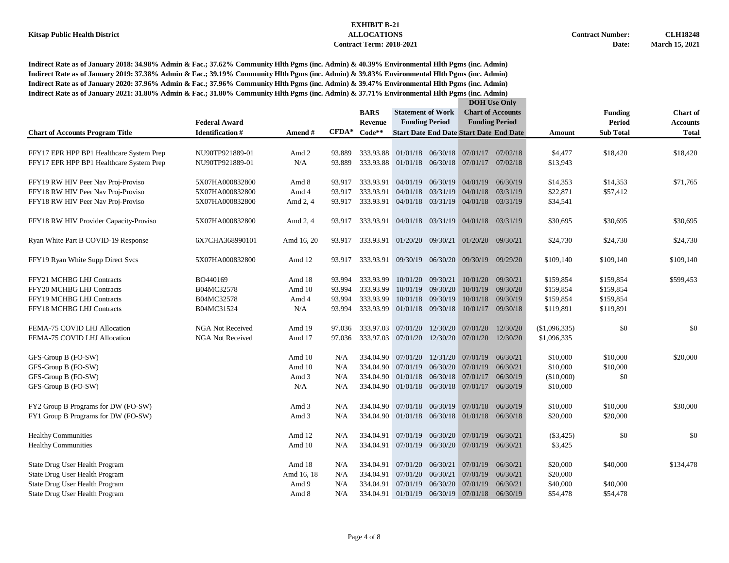**Kitsap Public Health District**

**EXHIBIT B-21**
**ALLOCATIONS**
**Contract Term: 2018-2021**

**Contract Number: CLH18248**
**Date: March 15, 2021**

**Indirect Rate as of January 2018: 34.98% Admin & Fac.; 37.62% Community Hlth Pgms (inc. Admin) & 40.39% Environmental Hlth Pgms (inc. Admin)**
**Indirect Rate as of January 2019: 37.38% Admin & Fac.; 39.19% Community Hlth Pgms (inc. Admin) & 39.83% Environmental Hlth Pgms (inc. Admin)**
**Indirect Rate as of January 2020: 37.96% Admin & Fac.; 37.96% Community Hlth Pgms (inc. Admin) & 39.47% Environmental Hlth Pgms (inc. Admin)**
**Indirect Rate as of January 2021: 31.80% Admin & Fac.; 31.80% Community Hlth Pgms (inc. Admin) & 37.71% Environmental Hlth Pgms (inc. Admin)**

| Chart of Accounts Program Title | Federal Award Identification # | Amend # | CFDA* | BARS Revenue Code** | Statement of Work Funding Period Start Date | Statement of Work Funding Period End Date | DOH Use Only Chart of Accounts Funding Period Start Date | DOH Use Only Chart of Accounts Funding Period End Date | Amount | Funding Period Sub Total | Chart of Accounts Total |
|---|---|---|---|---|---|---|---|---|---|---|---|
| FFY17 EPR HPP BP1 Healthcare System Prep | NU90TP921889-01 | Amd 2 | 93.889 | 333.93.88 | 01/01/18 | 06/30/18 | 07/01/17 | 07/02/18 | $4,477 | $18,420 | $18,420 |
| FFY17 EPR HPP BP1 Healthcare System Prep | NU90TP921889-01 | N/A | 93.889 | 333.93.88 | 01/01/18 | 06/30/18 | 07/01/17 | 07/02/18 | $13,943 | | |
| FFY19 RW HIV Peer Nav Proj-Proviso | 5X07HA000832800 | Amd 8 | 93.917 | 333.93.91 | 04/01/19 | 06/30/19 | 04/01/19 | 06/30/19 | $14,353 | $14,353 | $71,765 |
| FFY18 RW HIV Peer Nav Proj-Proviso | 5X07HA000832800 | Amd 4 | 93.917 | 333.93.91 | 04/01/18 | 03/31/19 | 04/01/18 | 03/31/19 | $22,871 | $57,412 | |
| FFY18 RW HIV Peer Nav Proj-Proviso | 5X07HA000832800 | Amd 2, 4 | 93.917 | 333.93.91 | 04/01/18 | 03/31/19 | 04/01/18 | 03/31/19 | $34,541 | | |
| FFY18 RW HIV Provider Capacity-Proviso | 5X07HA000832800 | Amd 2, 4 | 93.917 | 333.93.91 | 04/01/18 | 03/31/19 | 04/01/18 | 03/31/19 | $30,695 | $30,695 | $30,695 |
| Ryan White Part B COVID-19 Response | 6X7CHA368990101 | Amd 16, 20 | 93.917 | 333.93.91 | 01/20/20 | 09/30/21 | 01/20/20 | 09/30/21 | $24,730 | $24,730 | $24,730 |
| FFY19 Ryan White Supp Direct Svcs | 5X07HA000832800 | Amd 12 | 93.917 | 333.93.91 | 09/30/19 | 06/30/20 | 09/30/19 | 09/29/20 | $109,140 | $109,140 | $109,140 |
| FFY21 MCHBG LHJ Contracts | BO440169 | Amd 18 | 93.994 | 333.93.99 | 10/01/20 | 09/30/21 | 10/01/20 | 09/30/21 | $159,854 | $159,854 | $599,453 |
| FFY20 MCHBG LHJ Contracts | B04MC32578 | Amd 10 | 93.994 | 333.93.99 | 10/01/19 | 09/30/20 | 10/01/19 | 09/30/20 | $159,854 | $159,854 | |
| FFY19 MCHBG LHJ Contracts | B04MC32578 | Amd 4 | 93.994 | 333.93.99 | 10/01/18 | 09/30/19 | 10/01/18 | 09/30/19 | $159,854 | $159,854 | |
| FFY18 MCHBG LHJ Contracts | B04MC31524 | N/A | 93.994 | 333.93.99 | 01/01/18 | 09/30/18 | 10/01/17 | 09/30/18 | $119,891 | $119,891 | |
| FEMA-75 COVID LHJ Allocation | NGA Not Received | Amd 19 | 97.036 | 333.97.03 | 07/01/20 | 12/30/20 | 07/01/20 | 12/30/20 | ($1,096,335) | $0 | $0 |
| FEMA-75 COVID LHJ Allocation | NGA Not Received | Amd 17 | 97.036 | 333.97.03 | 07/01/20 | 12/30/20 | 07/01/20 | 12/30/20 | $1,096,335 | | |
| GFS-Group B (FO-SW) | | Amd 10 | N/A | 334.04.90 | 07/01/20 | 12/31/20 | 07/01/19 | 06/30/21 | $10,000 | $10,000 | $20,000 |
| GFS-Group B (FO-SW) | | Amd 10 | N/A | 334.04.90 | 07/01/19 | 06/30/20 | 07/01/19 | 06/30/21 | $10,000 | $10,000 | |
| GFS-Group B (FO-SW) | | Amd 3 | N/A | 334.04.90 | 01/01/18 | 06/30/18 | 07/01/17 | 06/30/19 | ($10,000) | $0 | |
| GFS-Group B (FO-SW) | | N/A | N/A | 334.04.90 | 01/01/18 | 06/30/18 | 07/01/17 | 06/30/19 | $10,000 | | |
| FY2 Group B Programs for DW (FO-SW) | | Amd 3 | N/A | 334.04.90 | 07/01/18 | 06/30/19 | 07/01/18 | 06/30/19 | $10,000 | $10,000 | $30,000 |
| FY1 Group B Programs for DW (FO-SW) | | Amd 3 | N/A | 334.04.90 | 01/01/18 | 06/30/18 | 01/01/18 | 06/30/18 | $20,000 | $20,000 | |
| Healthy Communities | | Amd 12 | N/A | 334.04.91 | 07/01/19 | 06/30/20 | 07/01/19 | 06/30/21 | ($3,425) | $0 | $0 |
| Healthy Communities | | Amd 10 | N/A | 334.04.91 | 07/01/19 | 06/30/20 | 07/01/19 | 06/30/21 | $3,425 | | |
| State Drug User Health Program | | Amd 18 | N/A | 334.04.91 | 07/01/20 | 06/30/21 | 07/01/19 | 06/30/21 | $20,000 | $40,000 | $134,478 |
| State Drug User Health Program | | Amd 16, 18 | N/A | 334.04.91 | 07/01/20 | 06/30/21 | 07/01/19 | 06/30/21 | $20,000 | | |
| State Drug User Health Program | | Amd 9 | N/A | 334.04.91 | 07/01/19 | 06/30/20 | 07/01/19 | 06/30/21 | $40,000 | $40,000 | |
| State Drug User Health Program | | Amd 8 | N/A | 334.04.91 | 01/01/19 | 06/30/19 | 07/01/18 | 06/30/19 | $54,478 | $54,478 | |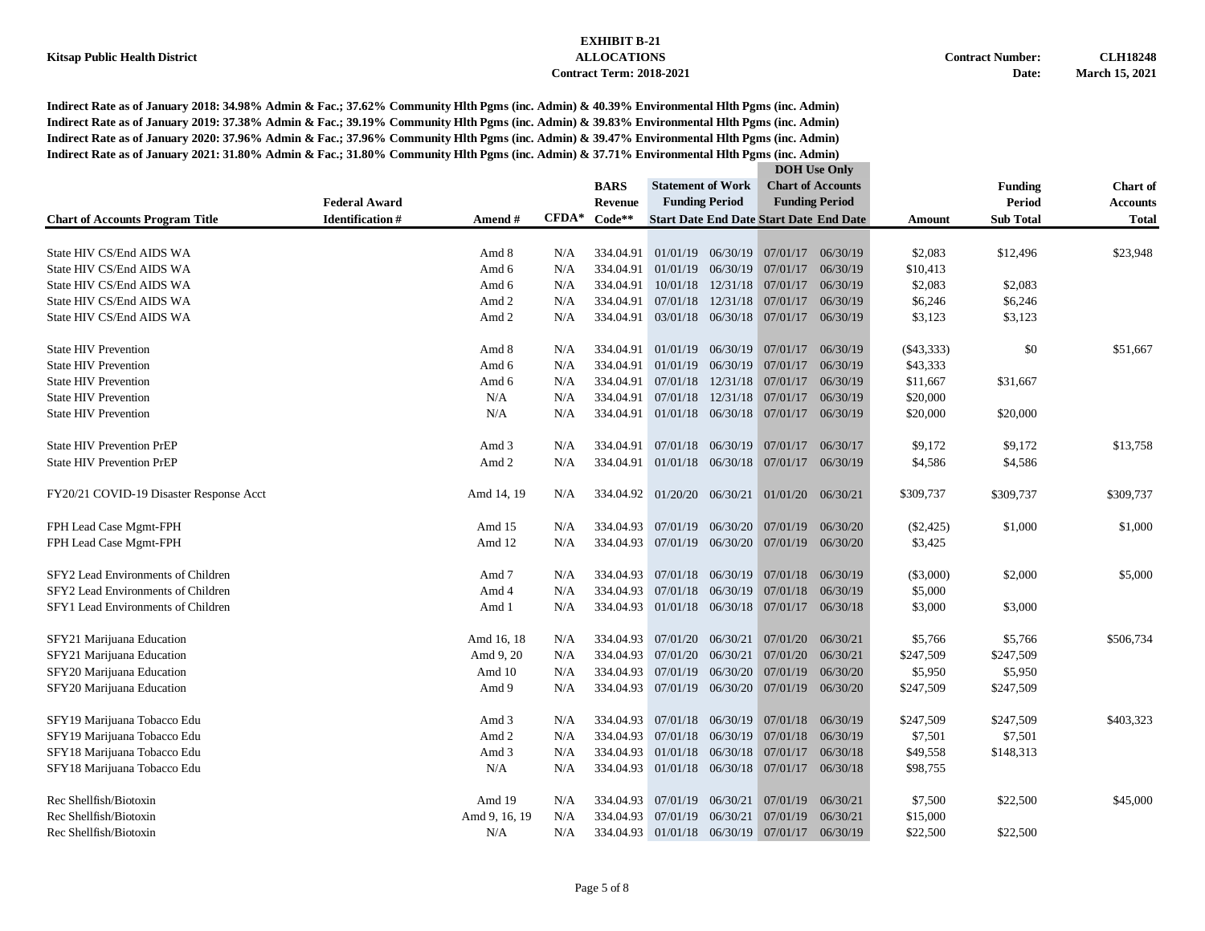**Kitsap Public Health District**

**EXHIBIT B-21**
**ALLOCATIONS**
**Contract Term: 2018-2021**

**Contract Number: CLH18248**
**Date: March 15, 2021**

**Indirect Rate as of January 2018: 34.98% Admin & Fac.; 37.62% Community Hlth Pgms (inc. Admin) & 40.39% Environmental Hlth Pgms (inc. Admin)**
**Indirect Rate as of January 2019: 37.38% Admin & Fac.; 39.19% Community Hlth Pgms (inc. Admin) & 39.83% Environmental Hlth Pgms (inc. Admin)**
**Indirect Rate as of January 2020: 37.96% Admin & Fac.; 37.96% Community Hlth Pgms (inc. Admin) & 39.47% Environmental Hlth Pgms (inc. Admin)**
**Indirect Rate as of January 2021: 31.80% Admin & Fac.; 31.80% Community Hlth Pgms (inc. Admin) & 37.71% Environmental Hlth Pgms (inc. Admin)**

| Chart of Accounts Program Title | Federal Award Identification # | Amend # | CFDA* | BARS Revenue Code** | Statement of Work Funding Period Start Date | Statement of Work Funding Period End Date | DOH Use Only Chart of Accounts Funding Period Start Date | DOH Use Only Chart of Accounts Funding Period End Date | Amount | Funding Period Sub Total | Chart of Accounts Total |
|---|---|---|---|---|---|---|---|---|---|---|---|
| State HIV CS/End AIDS WA | | Amd 8 | N/A | 334.04.91 | 01/01/19 | 06/30/19 | 07/01/17 | 06/30/19 | $2,083 | $12,496 | $23,948 |
| State HIV CS/End AIDS WA | | Amd 6 | N/A | 334.04.91 | 01/01/19 | 06/30/19 | 07/01/17 | 06/30/19 | $10,413 | | |
| State HIV CS/End AIDS WA | | Amd 6 | N/A | 334.04.91 | 10/01/18 | 12/31/18 | 07/01/17 | 06/30/19 | $2,083 | $2,083 | |
| State HIV CS/End AIDS WA | | Amd 2 | N/A | 334.04.91 | 07/01/18 | 12/31/18 | 07/01/17 | 06/30/19 | $6,246 | $6,246 | |
| State HIV CS/End AIDS WA | | Amd 2 | N/A | 334.04.91 | 03/01/18 | 06/30/18 | 07/01/17 | 06/30/19 | $3,123 | $3,123 | |
| State HIV Prevention | | Amd 8 | N/A | 334.04.91 | 01/01/19 | 06/30/19 | 07/01/17 | 06/30/19 | ($43,333) | $0 | $51,667 |
| State HIV Prevention | | Amd 6 | N/A | 334.04.91 | 01/01/19 | 06/30/19 | 07/01/17 | 06/30/19 | $43,333 | | |
| State HIV Prevention | | Amd 6 | N/A | 334.04.91 | 07/01/18 | 12/31/18 | 07/01/17 | 06/30/19 | $11,667 | $31,667 | |
| State HIV Prevention | | N/A | N/A | 334.04.91 | 07/01/18 | 12/31/18 | 07/01/17 | 06/30/19 | $20,000 | | |
| State HIV Prevention | | N/A | N/A | 334.04.91 | 01/01/18 | 06/30/18 | 07/01/17 | 06/30/19 | $20,000 | $20,000 | |
| State HIV Prevention PrEP | | Amd 3 | N/A | 334.04.91 | 07/01/18 | 06/30/19 | 07/01/17 | 06/30/17 | $9,172 | $9,172 | $13,758 |
| State HIV Prevention PrEP | | Amd 2 | N/A | 334.04.91 | 01/01/18 | 06/30/18 | 07/01/17 | 06/30/19 | $4,586 | $4,586 | |
| FY20/21 COVID-19 Disaster Response Acct | | Amd 14, 19 | N/A | 334.04.92 | 01/20/20 | 06/30/21 | 01/01/20 | 06/30/21 | $309,737 | $309,737 | $309,737 |
| FPH Lead Case Mgmt-FPH | | Amd 15 | N/A | 334.04.93 | 07/01/19 | 06/30/20 | 07/01/19 | 06/30/20 | ($2,425) | $1,000 | $1,000 |
| FPH Lead Case Mgmt-FPH | | Amd 12 | N/A | 334.04.93 | 07/01/19 | 06/30/20 | 07/01/19 | 06/30/20 | $3,425 | | |
| SFY2 Lead Environments of Children | | Amd 7 | N/A | 334.04.93 | 07/01/18 | 06/30/19 | 07/01/18 | 06/30/19 | ($3,000) | $2,000 | $5,000 |
| SFY2 Lead Environments of Children | | Amd 4 | N/A | 334.04.93 | 07/01/18 | 06/30/19 | 07/01/18 | 06/30/19 | $5,000 | | |
| SFY1 Lead Environments of Children | | Amd 1 | N/A | 334.04.93 | 01/01/18 | 06/30/18 | 07/01/17 | 06/30/18 | $3,000 | $3,000 | |
| SFY21 Marijuana Education | | Amd 16, 18 | N/A | 334.04.93 | 07/01/20 | 06/30/21 | 07/01/20 | 06/30/21 | $5,766 | $5,766 | $506,734 |
| SFY21 Marijuana Education | | Amd 9, 20 | N/A | 334.04.93 | 07/01/20 | 06/30/21 | 07/01/20 | 06/30/21 | $247,509 | $247,509 | |
| SFY20 Marijuana Education | | Amd 10 | N/A | 334.04.93 | 07/01/19 | 06/30/20 | 07/01/19 | 06/30/20 | $5,950 | $5,950 | |
| SFY20 Marijuana Education | | Amd 9 | N/A | 334.04.93 | 07/01/19 | 06/30/20 | 07/01/19 | 06/30/20 | $247,509 | $247,509 | |
| SFY19 Marijuana Tobacco Edu | | Amd 3 | N/A | 334.04.93 | 07/01/18 | 06/30/19 | 07/01/18 | 06/30/19 | $247,509 | $247,509 | $403,323 |
| SFY19 Marijuana Tobacco Edu | | Amd 2 | N/A | 334.04.93 | 07/01/18 | 06/30/19 | 07/01/18 | 06/30/19 | $7,501 | $7,501 | |
| SFY18 Marijuana Tobacco Edu | | Amd 3 | N/A | 334.04.93 | 01/01/18 | 06/30/18 | 07/01/17 | 06/30/18 | $49,558 | $148,313 | |
| SFY18 Marijuana Tobacco Edu | | N/A | N/A | 334.04.93 | 01/01/18 | 06/30/18 | 07/01/17 | 06/30/18 | $98,755 | | |
| Rec Shellfish/Biotoxin | | Amd 19 | N/A | 334.04.93 | 07/01/19 | 06/30/21 | 07/01/19 | 06/30/21 | $7,500 | $22,500 | $45,000 |
| Rec Shellfish/Biotoxin | | Amd 9, 16, 19 | N/A | 334.04.93 | 07/01/19 | 06/30/21 | 07/01/19 | 06/30/21 | $15,000 | | |
| Rec Shellfish/Biotoxin | | N/A | N/A | 334.04.93 | 01/01/18 | 06/30/19 | 07/01/17 | 06/30/19 | $22,500 | $22,500 | |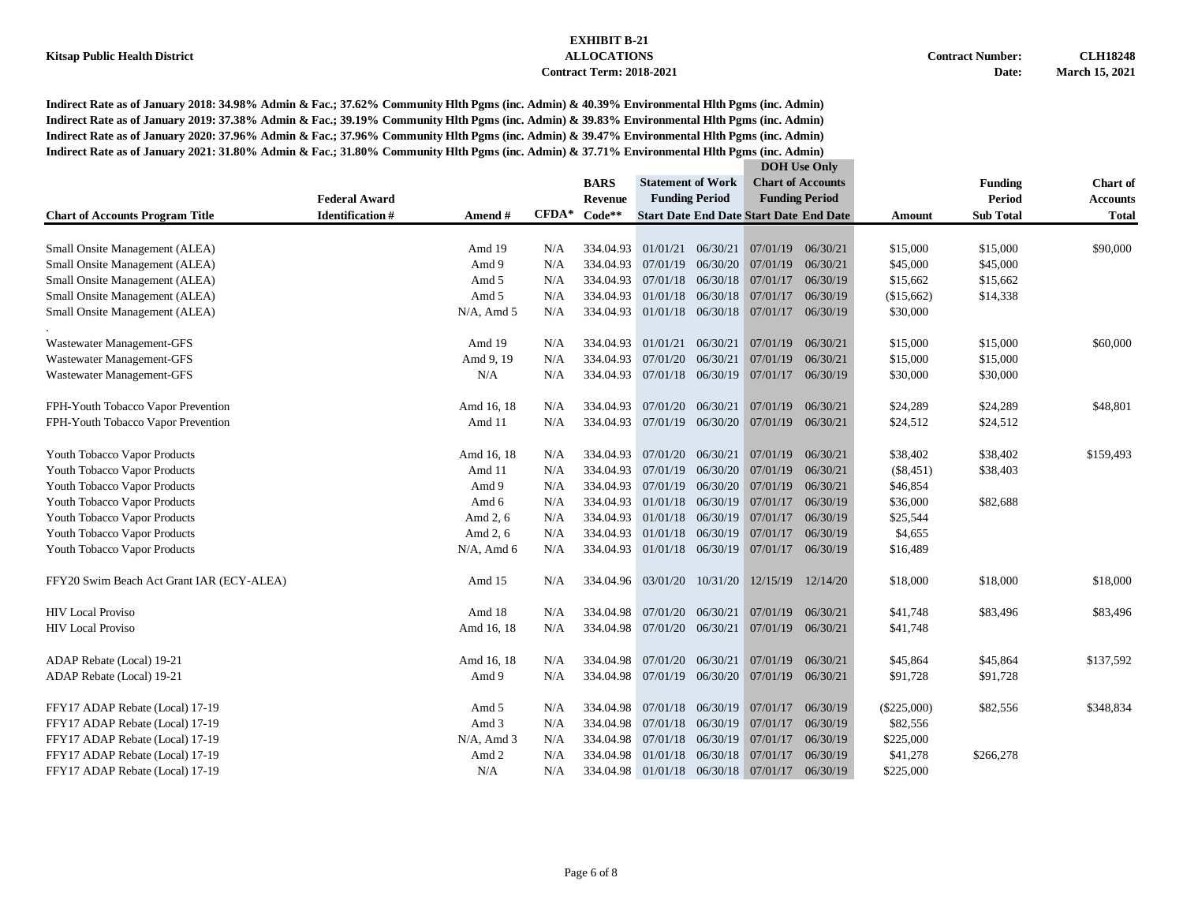Kitsap Public Health District

**EXHIBIT B-21**
**ALLOCATIONS**
**Contract Term: 2018-2021**

**Contract Number:** CLH18248
**Date:** March 15, 2021

**Indirect Rate as of January 2018: 34.98% Admin & Fac.; 37.62% Community Hlth Pgms (inc. Admin) & 40.39% Environmental Hlth Pgms (inc. Admin)**
**Indirect Rate as of January 2019: 37.38% Admin & Fac.; 39.19% Community Hlth Pgms (inc. Admin) & 39.83% Environmental Hlth Pgms (inc. Admin)**
**Indirect Rate as of January 2020: 37.96% Admin & Fac.; 37.96% Community Hlth Pgms (inc. Admin) & 39.47% Environmental Hlth Pgms (inc. Admin)**
**Indirect Rate as of January 2021: 31.80% Admin & Fac.; 31.80% Community Hlth Pgms (inc. Admin) & 37.71% Environmental Hlth Pgms (inc. Admin)**

| Chart of Accounts Program Title | Federal Award Identification # | Amend # | CFDA* | BARS Revenue Code** | Statement of Work Funding Period Start Date | Statement of Work Funding Period End Date | DOH Use Only Chart of Accounts Funding Period Start Date | DOH Use Only Chart of Accounts Funding Period End Date | Amount | Funding Period Sub Total | Chart of Accounts Total |
|---|---|---|---|---|---|---|---|---|---|---|---|
| Small Onsite Management (ALEA) | | Amd 19 | N/A | 334.04.93 | 01/01/21 | 06/30/21 | 07/01/19 | 06/30/21 | $15,000 | $15,000 | $90,000 |
| Small Onsite Management (ALEA) | | Amd 9 | N/A | 334.04.93 | 07/01/19 | 06/30/20 | 07/01/19 | 06/30/21 | $45,000 | $45,000 | |
| Small Onsite Management (ALEA) | | Amd 5 | N/A | 334.04.93 | 07/01/18 | 06/30/18 | 07/01/17 | 06/30/19 | $15,662 | $15,662 | |
| Small Onsite Management (ALEA) | | Amd 5 | N/A | 334.04.93 | 01/01/18 | 06/30/18 | 07/01/17 | 06/30/19 | ($15,662) | $14,338 | |
| Small Onsite Management (ALEA) | | N/A, Amd 5 | N/A | 334.04.93 | 01/01/18 | 06/30/18 | 07/01/17 | 06/30/19 | $30,000 | | |
| Wastewater Management-GFS | | Amd 19 | N/A | 334.04.93 | 01/01/21 | 06/30/21 | 07/01/19 | 06/30/21 | $15,000 | $15,000 | $60,000 |
| Wastewater Management-GFS | | Amd 9, 19 | N/A | 334.04.93 | 07/01/20 | 06/30/21 | 07/01/19 | 06/30/21 | $15,000 | $15,000 | |
| Wastewater Management-GFS | | N/A | N/A | 334.04.93 | 07/01/18 | 06/30/19 | 07/01/17 | 06/30/19 | $30,000 | $30,000 | |
| FPH-Youth Tobacco Vapor Prevention | | Amd 16, 18 | N/A | 334.04.93 | 07/01/20 | 06/30/21 | 07/01/19 | 06/30/21 | $24,289 | $24,289 | $48,801 |
| FPH-Youth Tobacco Vapor Prevention | | Amd 11 | N/A | 334.04.93 | 07/01/19 | 06/30/20 | 07/01/19 | 06/30/21 | $24,512 | $24,512 | |
| Youth Tobacco Vapor Products | | Amd 16, 18 | N/A | 334.04.93 | 07/01/20 | 06/30/21 | 07/01/19 | 06/30/21 | $38,402 | $38,402 | $159,493 |
| Youth Tobacco Vapor Products | | Amd 11 | N/A | 334.04.93 | 07/01/19 | 06/30/20 | 07/01/19 | 06/30/21 | ($8,451) | $38,403 | |
| Youth Tobacco Vapor Products | | Amd 9 | N/A | 334.04.93 | 07/01/19 | 06/30/20 | 07/01/19 | 06/30/21 | $46,854 | | |
| Youth Tobacco Vapor Products | | Amd 6 | N/A | 334.04.93 | 01/01/18 | 06/30/19 | 07/01/17 | 06/30/19 | $36,000 | $82,688 | |
| Youth Tobacco Vapor Products | | Amd 2, 6 | N/A | 334.04.93 | 01/01/18 | 06/30/19 | 07/01/17 | 06/30/19 | $25,544 | | |
| Youth Tobacco Vapor Products | | Amd 2, 6 | N/A | 334.04.93 | 01/01/18 | 06/30/19 | 07/01/17 | 06/30/19 | $4,655 | | |
| Youth Tobacco Vapor Products | | N/A, Amd 6 | N/A | 334.04.93 | 01/01/18 | 06/30/19 | 07/01/17 | 06/30/19 | $16,489 | | |
| FFY20 Swim Beach Act Grant IAR (ECY-ALEA) | | Amd 15 | N/A | 334.04.96 | 03/01/20 | 10/31/20 | 12/15/19 | 12/14/20 | $18,000 | $18,000 | $18,000 |
| HIV Local Proviso | | Amd 18 | N/A | 334.04.98 | 07/01/20 | 06/30/21 | 07/01/19 | 06/30/21 | $41,748 | $83,496 | $83,496 |
| HIV Local Proviso | | Amd 16, 18 | N/A | 334.04.98 | 07/01/20 | 06/30/21 | 07/01/19 | 06/30/21 | $41,748 | | |
| ADAP Rebate (Local) 19-21 | | Amd 16, 18 | N/A | 334.04.98 | 07/01/20 | 06/30/21 | 07/01/19 | 06/30/21 | $45,864 | $45,864 | $137,592 |
| ADAP Rebate (Local) 19-21 | | Amd 9 | N/A | 334.04.98 | 07/01/19 | 06/30/20 | 07/01/19 | 06/30/21 | $91,728 | $91,728 | |
| FFY17 ADAP Rebate (Local) 17-19 | | Amd 5 | N/A | 334.04.98 | 07/01/18 | 06/30/19 | 07/01/17 | 06/30/19 | ($225,000) | $82,556 | $348,834 |
| FFY17 ADAP Rebate (Local) 17-19 | | Amd 3 | N/A | 334.04.98 | 07/01/18 | 06/30/19 | 07/01/17 | 06/30/19 | $82,556 | | |
| FFY17 ADAP Rebate (Local) 17-19 | | N/A, Amd 3 | N/A | 334.04.98 | 07/01/18 | 06/30/19 | 07/01/17 | 06/30/19 | $225,000 | | |
| FFY17 ADAP Rebate (Local) 17-19 | | Amd 2 | N/A | 334.04.98 | 01/01/18 | 06/30/18 | 07/01/17 | 06/30/19 | $41,278 | $266,278 | |
| FFY17 ADAP Rebate (Local) 17-19 | | N/A | N/A | 334.04.98 | 01/01/18 | 06/30/18 | 07/01/17 | 06/30/19 | $225,000 | | |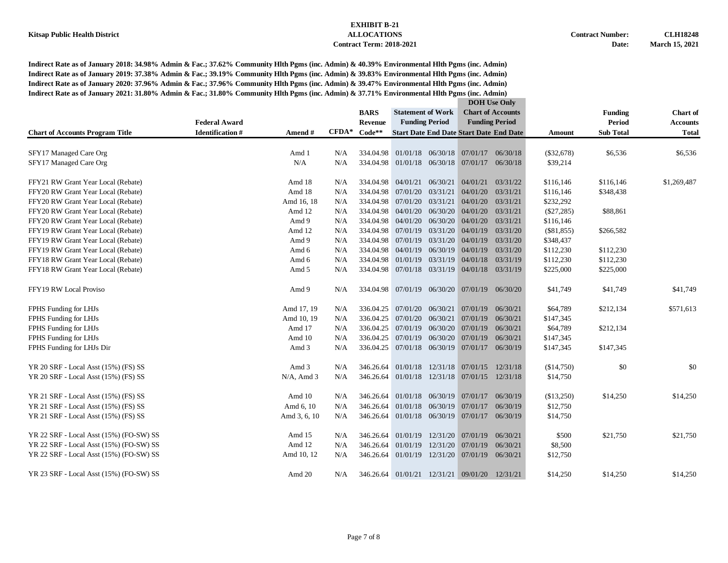**Kitsap Public Health District**

**EXHIBIT B-21**
**ALLOCATIONS**
**Contract Term: 2018-2021**

**Contract Number: CLH18248**
**Date: March 15, 2021**

**Indirect Rate as of January 2018: 34.98% Admin & Fac.; 37.62% Community Hlth Pgms (inc. Admin) & 40.39% Environmental Hlth Pgms (inc. Admin)**
**Indirect Rate as of January 2019: 37.38% Admin & Fac.; 39.19% Community Hlth Pgms (inc. Admin) & 39.83% Environmental Hlth Pgms (inc. Admin)**
**Indirect Rate as of January 2020: 37.96% Admin & Fac.; 37.96% Community Hlth Pgms (inc. Admin) & 39.47% Environmental Hlth Pgms (inc. Admin)**
**Indirect Rate as of January 2021: 31.80% Admin & Fac.; 31.80% Community Hlth Pgms (inc. Admin) & 37.71% Environmental Hlth Pgms (inc. Admin)**

| Chart of Accounts Program Title | Federal Award Identification # | Amend # | CFDA* | BARS Revenue Code** | Statement of Work Funding Period Start Date | Statement of Work Funding Period End Date | DOH Use Only Chart of Accounts Funding Period Start Date | DOH Use Only Chart of Accounts Funding Period End Date | Amount | Funding Period Sub Total | Chart of Accounts Total |
|---|---|---|---|---|---|---|---|---|---|---|---|
| SFY17 Managed Care Org | | Amd 1 | N/A | 334.04.98 | 01/01/18 | 06/30/18 | 07/01/17 | 06/30/18 | ($32,678) | $6,536 | $6,536 |
| SFY17 Managed Care Org | | N/A | N/A | 334.04.98 | 01/01/18 | 06/30/18 | 07/01/17 | 06/30/18 | $39,214 | | |
| FFY21 RW Grant Year Local (Rebate) | | Amd 18 | N/A | 334.04.98 | 04/01/21 | 06/30/21 | 04/01/21 | 03/31/22 | $116,146 | $116,146 | $1,269,487 |
| FFY20 RW Grant Year Local (Rebate) | | Amd 18 | N/A | 334.04.98 | 07/01/20 | 03/31/21 | 04/01/20 | 03/31/21 | $116,146 | $348,438 | |
| FFY20 RW Grant Year Local (Rebate) | | Amd 16, 18 | N/A | 334.04.98 | 07/01/20 | 03/31/21 | 04/01/20 | 03/31/21 | $232,292 | | |
| FFY20 RW Grant Year Local (Rebate) | | Amd 12 | N/A | 334.04.98 | 04/01/20 | 06/30/20 | 04/01/20 | 03/31/21 | ($27,285) | $88,861 | |
| FFY20 RW Grant Year Local (Rebate) | | Amd 9 | N/A | 334.04.98 | 04/01/20 | 06/30/20 | 04/01/20 | 03/31/21 | $116,146 | | |
| FFY19 RW Grant Year Local (Rebate) | | Amd 12 | N/A | 334.04.98 | 07/01/19 | 03/31/20 | 04/01/19 | 03/31/20 | ($81,855) | $266,582 | |
| FFY19 RW Grant Year Local (Rebate) | | Amd 9 | N/A | 334.04.98 | 07/01/19 | 03/31/20 | 04/01/19 | 03/31/20 | $348,437 | | |
| FFY19 RW Grant Year Local (Rebate) | | Amd 6 | N/A | 334.04.98 | 04/01/19 | 06/30/19 | 04/01/19 | 03/31/20 | $112,230 | $112,230 | |
| FFY18 RW Grant Year Local (Rebate) | | Amd 6 | N/A | 334.04.98 | 01/01/19 | 03/31/19 | 04/01/18 | 03/31/19 | $112,230 | $112,230 | |
| FFY18 RW Grant Year Local (Rebate) | | Amd 5 | N/A | 334.04.98 | 07/01/18 | 03/31/19 | 04/01/18 | 03/31/19 | $225,000 | $225,000 | |
| FFY19 RW Local Proviso | | Amd 9 | N/A | 334.04.98 | 07/01/19 | 06/30/20 | 07/01/19 | 06/30/20 | $41,749 | $41,749 | $41,749 |
| FPHS Funding for LHJs | | Amd 17, 19 | N/A | 336.04.25 | 07/01/20 | 06/30/21 | 07/01/19 | 06/30/21 | $64,789 | $212,134 | $571,613 |
| FPHS Funding for LHJs | | Amd 10, 19 | N/A | 336.04.25 | 07/01/20 | 06/30/21 | 07/01/19 | 06/30/21 | $147,345 | | |
| FPHS Funding for LHJs | | Amd 17 | N/A | 336.04.25 | 07/01/19 | 06/30/20 | 07/01/19 | 06/30/21 | $64,789 | $212,134 | |
| FPHS Funding for LHJs | | Amd 10 | N/A | 336.04.25 | 07/01/19 | 06/30/20 | 07/01/19 | 06/30/21 | $147,345 | | |
| FPHS Funding for LHJs Dir | | Amd 3 | N/A | 336.04.25 | 07/01/18 | 06/30/19 | 07/01/17 | 06/30/19 | $147,345 | $147,345 | |
| YR 20 SRF - Local Asst (15%) (FS) SS | | Amd 3 | N/A | 346.26.64 | 01/01/18 | 12/31/18 | 07/01/15 | 12/31/18 | ($14,750) | $0 | $0 |
| YR 20 SRF - Local Asst (15%) (FS) SS | | N/A, Amd 3 | N/A | 346.26.64 | 01/01/18 | 12/31/18 | 07/01/15 | 12/31/18 | $14,750 | | |
| YR 21 SRF - Local Asst (15%) (FS) SS | | Amd 10 | N/A | 346.26.64 | 01/01/18 | 06/30/19 | 07/01/17 | 06/30/19 | ($13,250) | $14,250 | $14,250 |
| YR 21 SRF - Local Asst (15%) (FS) SS | | Amd 6, 10 | N/A | 346.26.64 | 01/01/18 | 06/30/19 | 07/01/17 | 06/30/19 | $12,750 | | |
| YR 21 SRF - Local Asst (15%) (FS) SS | | Amd 3, 6, 10 | N/A | 346.26.64 | 01/01/18 | 06/30/19 | 07/01/17 | 06/30/19 | $14,750 | | |
| YR 22 SRF - Local Asst (15%) (FO-SW) SS | | Amd 15 | N/A | 346.26.64 | 01/01/19 | 12/31/20 | 07/01/19 | 06/30/21 | $500 | $21,750 | $21,750 |
| YR 22 SRF - Local Asst (15%) (FO-SW) SS | | Amd 12 | N/A | 346.26.64 | 01/01/19 | 12/31/20 | 07/01/19 | 06/30/21 | $8,500 | | |
| YR 22 SRF - Local Asst (15%) (FO-SW) SS | | Amd 10, 12 | N/A | 346.26.64 | 01/01/19 | 12/31/20 | 07/01/19 | 06/30/21 | $12,750 | | |
| YR 23 SRF - Local Asst (15%) (FO-SW) SS | | Amd 20 | N/A | 346.26.64 | 01/01/21 | 12/31/21 | 09/01/20 | 12/31/21 | $14,250 | $14,250 | $14,250 |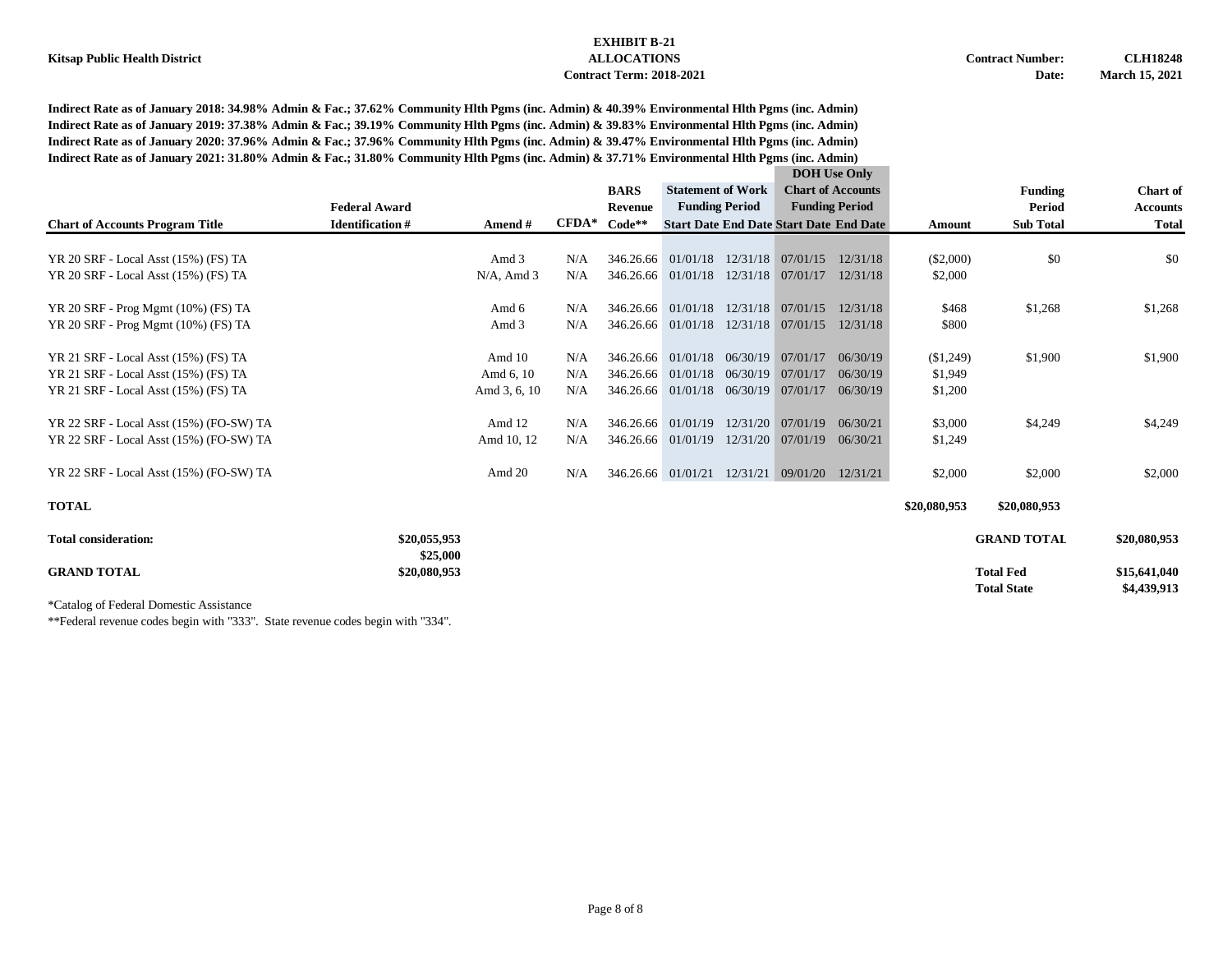**Kitsap Public Health District**

**EXHIBIT B-21**
**ALLOCATIONS**
**Contract Term: 2018-2021**

**Contract Number: CLH18248**
**Date: March 15, 2021**

**Indirect Rate as of January 2018: 34.98% Admin & Fac.; 37.62% Community Hlth Pgms (inc. Admin) & 40.39% Environmental Hlth Pgms (inc. Admin)**
**Indirect Rate as of January 2019: 37.38% Admin & Fac.; 39.19% Community Hlth Pgms (inc. Admin) & 39.83% Environmental Hlth Pgms (inc. Admin)**
**Indirect Rate as of January 2020: 37.96% Admin & Fac.; 37.96% Community Hlth Pgms (inc. Admin) & 39.47% Environmental Hlth Pgms (inc. Admin)**
**Indirect Rate as of January 2021: 31.80% Admin & Fac.; 31.80% Community Hlth Pgms (inc. Admin) & 37.71% Environmental Hlth Pgms (inc. Admin)**

| Chart of Accounts Program Title | Federal Award Identification # | Amend # | CFDA* | BARS Revenue Code** | Statement of Work Funding Period Start Date | Statement of Work Funding Period End Date | DOH Use Only Chart of Accounts Funding Period Start Date | DOH Use Only Chart of Accounts Funding Period End Date | Amount | Funding Period Sub Total | Chart of Accounts Total |
|---|---|---|---|---|---|---|---|---|---|---|---|
| YR 20 SRF - Local Asst (15%) (FS) TA | | Amd 3 | N/A | 346.26.66 | 01/01/18 | 12/31/18 | 07/01/15 | 12/31/18 | ($2,000) | $0 | $0 |
| YR 20 SRF - Local Asst (15%) (FS) TA | | N/A, Amd 3 | N/A | 346.26.66 | 01/01/18 | 12/31/18 | 07/01/17 | 12/31/18 | $2,000 | | |
| YR 20 SRF - Prog Mgmt (10%) (FS) TA | | Amd 6 | N/A | 346.26.66 | 01/01/18 | 12/31/18 | 07/01/15 | 12/31/18 | $468 | $1,268 | $1,268 |
| YR 20 SRF - Prog Mgmt (10%) (FS) TA | | Amd 3 | N/A | 346.26.66 | 01/01/18 | 12/31/18 | 07/01/15 | 12/31/18 | $800 | | |
| YR 21 SRF - Local Asst (15%) (FS) TA | | Amd 10 | N/A | 346.26.66 | 01/01/18 | 06/30/19 | 07/01/17 | 06/30/19 | ($1,249) | $1,900 | $1,900 |
| YR 21 SRF - Local Asst (15%) (FS) TA | | Amd 6, 10 | N/A | 346.26.66 | 01/01/18 | 06/30/19 | 07/01/17 | 06/30/19 | $1,949 | | |
| YR 21 SRF - Local Asst (15%) (FS) TA | | Amd 3, 6, 10 | N/A | 346.26.66 | 01/01/18 | 06/30/19 | 07/01/17 | 06/30/19 | $1,200 | | |
| YR 22 SRF - Local Asst (15%) (FO-SW) TA | | Amd 12 | N/A | 346.26.66 | 01/01/19 | 12/31/20 | 07/01/19 | 06/30/21 | $3,000 | $4,249 | $4,249 |
| YR 22 SRF - Local Asst (15%) (FO-SW) TA | | Amd 10, 12 | N/A | 346.26.66 | 01/01/19 | 12/31/20 | 07/01/19 | 06/30/21 | $1,249 | | |
| YR 22 SRF - Local Asst (15%) (FO-SW) TA | | Amd 20 | N/A | 346.26.66 | 01/01/21 | 12/31/21 | 09/01/20 | 12/31/21 | $2,000 | $2,000 | $2,000 |
| **TOTAL** | | | | | | | | | **$20,080,953** | **$20,080,953** | |

| | | | |
|---|---|---|---|
| **Total consideration:** | **$20,055,953** | **GRAND TOTAL** | **$20,080,953** |
| | **$25,000** | | |
| **GRAND TOTAL** | **$20,080,953** | **Total Fed** | **$15,641,040** |
| | | **Total State** | **$4,439,913** |

*Catalog of Federal Domestic Assistance

**Federal revenue codes begin with "333". State revenue codes begin with "334".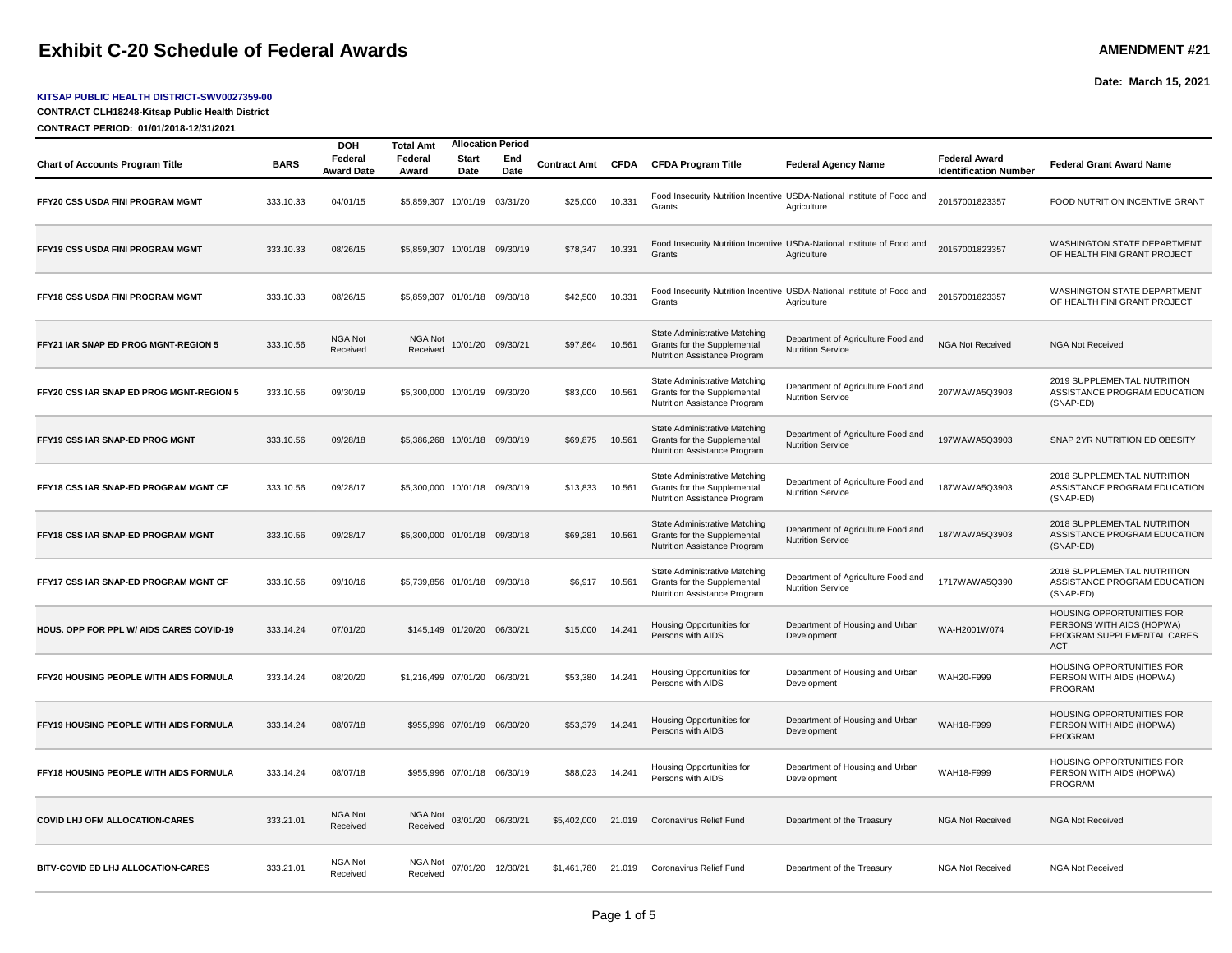# Exhibit C-20 Schedule of Federal Awards

**AMENDMENT #21**

**Date: March 15, 2021**

**KITSAP PUBLIC HEALTH DISTRICT-SWV0027359-00**

**CONTRACT CLH18248-Kitsap Public Health District**

**CONTRACT PERIOD: 01/01/2018-12/31/2021**

| Chart of Accounts Program Title | BARS | DOH Federal Award Date | Total Amt Federal Award | Allocation Period Start Date | Allocation Period End Date | Contract Amt | CFDA | CFDA Program Title | Federal Agency Name | Federal Award Identification Number | Federal Grant Award Name |
|---|---|---|---|---|---|---|---|---|---|---|---|
| FFY20 CSS USDA FINI PROGRAM MGMT | 333.10.33 | 04/01/15 | $5,859,307 | 10/01/19 | 03/31/20 | $25,000 | 10.331 | Food Insecurity Nutrition Incentive Grants | USDA-National Institute of Food and Agriculture | 20157001823357 | FOOD NUTRITION INCENTIVE GRANT |
| FFY19 CSS USDA FINI PROGRAM MGMT | 333.10.33 | 08/26/15 | $5,859,307 | 10/01/18 | 09/30/19 | $78,347 | 10.331 | Food Insecurity Nutrition Incentive Grants | USDA-National Institute of Food and Agriculture | 20157001823357 | WASHINGTON STATE DEPARTMENT OF HEALTH FINI GRANT PROJECT |
| FFY18 CSS USDA FINI PROGRAM MGMT | 333.10.33 | 08/26/15 | $5,859,307 | 01/01/18 | 09/30/18 | $42,500 | 10.331 | Food Insecurity Nutrition Incentive Grants | USDA-National Institute of Food and Agriculture | 20157001823357 | WASHINGTON STATE DEPARTMENT OF HEALTH FINI GRANT PROJECT |
| FFY21 IAR SNAP ED PROG MGNT-REGION 5 | 333.10.56 | NGA Not Received | NGA Not Received | 10/01/20 | 09/30/21 | $97,864 | 10.561 | State Administrative Matching Grants for the Supplemental Nutrition Assistance Program | Department of Agriculture Food and Nutrition Service | NGA Not Received | NGA Not Received |
| FFY20 CSS IAR SNAP ED PROG MGNT-REGION 5 | 333.10.56 | 09/30/19 | $5,300,000 | 10/01/19 | 09/30/20 | $83,000 | 10.561 | State Administrative Matching Grants for the Supplemental Nutrition Assistance Program | Department of Agriculture Food and Nutrition Service | 207WAWA5Q3903 | 2019 SUPPLEMENTAL NUTRITION ASSISTANCE PROGRAM EDUCATION (SNAP-ED) |
| FFY19 CSS IAR SNAP-ED PROG MGNT | 333.10.56 | 09/28/18 | $5,386,268 | 10/01/18 | 09/30/19 | $69,875 | 10.561 | State Administrative Matching Grants for the Supplemental Nutrition Assistance Program | Department of Agriculture Food and Nutrition Service | 197WAWA5Q3903 | SNAP 2YR NUTRITION ED OBESITY |
| FFY18 CSS IAR SNAP-ED PROGRAM MGNT CF | 333.10.56 | 09/28/17 | $5,300,000 | 10/01/18 | 09/30/19 | $13,833 | 10.561 | State Administrative Matching Grants for the Supplemental Nutrition Assistance Program | Department of Agriculture Food and Nutrition Service | 187WAWA5Q3903 | 2018 SUPPLEMENTAL NUTRITION ASSISTANCE PROGRAM EDUCATION (SNAP-ED) |
| FFY18 CSS IAR SNAP-ED PROGRAM MGNT | 333.10.56 | 09/28/17 | $5,300,000 | 01/01/18 | 09/30/18 | $69,281 | 10.561 | State Administrative Matching Grants for the Supplemental Nutrition Assistance Program | Department of Agriculture Food and Nutrition Service | 187WAWA5Q3903 | 2018 SUPPLEMENTAL NUTRITION ASSISTANCE PROGRAM EDUCATION (SNAP-ED) |
| FFY17 CSS IAR SNAP-ED PROGRAM MGNT CF | 333.10.56 | 09/10/16 | $5,739,856 | 01/01/18 | 09/30/18 | $6,917 | 10.561 | State Administrative Matching Grants for the Supplemental Nutrition Assistance Program | Department of Agriculture Food and Nutrition Service | 1717WAWA5Q390 | 2018 SUPPLEMENTAL NUTRITION ASSISTANCE PROGRAM EDUCATION (SNAP-ED) |
| HOUS. OPP FOR PPL W/ AIDS CARES COVID-19 | 333.14.24 | 07/01/20 | $145,149 | 01/20/20 | 06/30/21 | $15,000 | 14.241 | Housing Opportunities for Persons with AIDS | Department of Housing and Urban Development | WA-H2001W074 | HOUSING OPPORTUNITIES FOR PERSONS WITH AIDS (HOPWA) PROGRAM SUPPLEMENTAL CARES ACT |
| FFY20 HOUSING PEOPLE WITH AIDS FORMULA | 333.14.24 | 08/20/20 | $1,216,499 | 07/01/20 | 06/30/21 | $53,380 | 14.241 | Housing Opportunities for Persons with AIDS | Department of Housing and Urban Development | WAH20-F999 | HOUSING OPPORTUNITIES FOR PERSON WITH AIDS (HOPWA) PROGRAM |
| FFY19 HOUSING PEOPLE WITH AIDS FORMULA | 333.14.24 | 08/07/18 | $955,996 | 07/01/19 | 06/30/20 | $53,379 | 14.241 | Housing Opportunities for Persons with AIDS | Department of Housing and Urban Development | WAH18-F999 | HOUSING OPPORTUNITIES FOR PERSON WITH AIDS (HOPWA) PROGRAM |
| FFY18 HOUSING PEOPLE WITH AIDS FORMULA | 333.14.24 | 08/07/18 | $955,996 | 07/01/18 | 06/30/19 | $88,023 | 14.241 | Housing Opportunities for Persons with AIDS | Department of Housing and Urban Development | WAH18-F999 | HOUSING OPPORTUNITIES FOR PERSON WITH AIDS (HOPWA) PROGRAM |
| COVID LHJ OFM ALLOCATION-CARES | 333.21.01 | NGA Not Received | NGA Not Received | 03/01/20 | 06/30/21 | $5,402,000 | 21.019 | Coronavirus Relief Fund | Department of the Treasury | NGA Not Received | NGA Not Received |
| BITV-COVID ED LHJ ALLOCATION-CARES | 333.21.01 | NGA Not Received | NGA Not Received | 07/01/20 | 12/30/21 | $1,461,780 | 21.019 | Coronavirus Relief Fund | Department of the Treasury | NGA Not Received | NGA Not Received |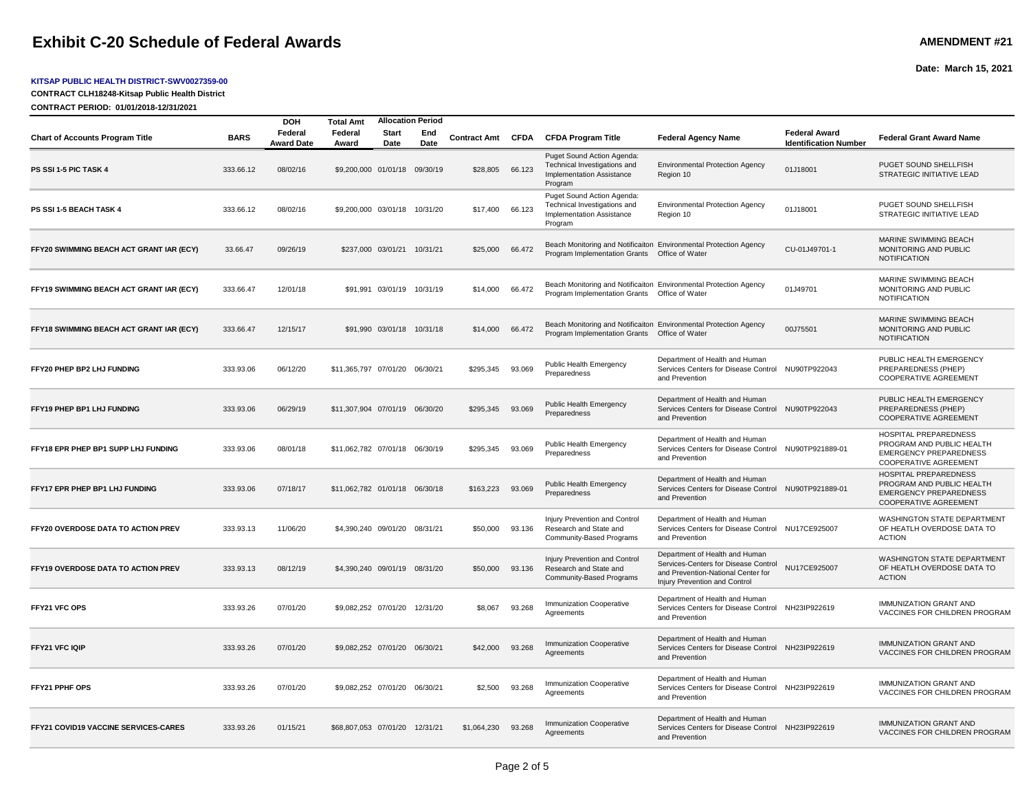# Exhibit C-20 Schedule of Federal Awards

**AMENDMENT #21**

**Date: March 15, 2021**

**KITSAP PUBLIC HEALTH DISTRICT-SWV0027359-00**

**CONTRACT CLH18248-Kitsap Public Health District**

**CONTRACT PERIOD: 01/01/2018-12/31/2021**

| Chart of Accounts Program Title | BARS | DOH Federal Award Date | Total Amt Federal Award | Allocation Period Start Date | Allocation Period End Date | Contract Amt | CFDA | CFDA Program Title | Federal Agency Name | Federal Award Identification Number | Federal Grant Award Name |
|---|---|---|---|---|---|---|---|---|---|---|---|
| **PS SSI 1-5 PIC TASK 4** | 333.66.12 | 08/02/16 | $9,200,000 | 01/01/18 | 09/30/19 | $28,805 | 66.123 | Puget Sound Action Agenda: Technical Investigations and Implementation Assistance Program | Environmental Protection Agency Region 10 | 01J18001 | PUGET SOUND SHELLFISH STRATEGIC INITIATIVE LEAD |
| **PS SSI 1-5 BEACH TASK 4** | 333.66.12 | 08/02/16 | $9,200,000 | 03/01/18 | 10/31/20 | $17,400 | 66.123 | Puget Sound Action Agenda: Technical Investigations and Implementation Assistance Program | Environmental Protection Agency Region 10 | 01J18001 | PUGET SOUND SHELLFISH STRATEGIC INITIATIVE LEAD |
| **FFY20 SWIMMING BEACH ACT GRANT IAR (ECY)** | 33.66.47 | 09/26/19 | $237,000 | 03/01/21 | 10/31/21 | $25,000 | 66.472 | Beach Monitoring and Notificaiton Program Implementation Grants | Environmental Protection Agency Office of Water | CU-01J49701-1 | MARINE SWIMMING BEACH MONITORING AND PUBLIC NOTIFICATION |
| **FFY19 SWIMMING BEACH ACT GRANT IAR (ECY)** | 333.66.47 | 12/01/18 | $91,991 | 03/01/19 | 10/31/19 | $14,000 | 66.472 | Beach Monitoring and Notificaiton Program Implementation Grants | Environmental Protection Agency Office of Water | 01J49701 | MARINE SWIMMING BEACH MONITORING AND PUBLIC NOTIFICATION |
| **FFY18 SWIMMING BEACH ACT GRANT IAR (ECY)** | 333.66.47 | 12/15/17 | $91,990 | 03/01/18 | 10/31/18 | $14,000 | 66.472 | Beach Monitoring and Notificaiton Program Implementation Grants | Environmental Protection Agency Office of Water | 00J75501 | MARINE SWIMMING BEACH MONITORING AND PUBLIC NOTIFICATION |
| **FFY20 PHEP BP2 LHJ FUNDING** | 333.93.06 | 06/12/20 | $11,365,797 | 07/01/20 | 06/30/21 | $295,345 | 93.069 | Public Health Emergency Preparedness | Department of Health and Human Services Centers for Disease Control and Prevention | NU90TP922043 | PUBLIC HEALTH EMERGENCY PREPAREDNESS (PHEP) COOPERATIVE AGREEMENT |
| **FFY19 PHEP BP1 LHJ FUNDING** | 333.93.06 | 06/29/19 | $11,307,904 | 07/01/19 | 06/30/20 | $295,345 | 93.069 | Public Health Emergency Preparedness | Department of Health and Human Services Centers for Disease Control and Prevention | NU90TP922043 | PUBLIC HEALTH EMERGENCY PREPAREDNESS (PHEP) COOPERATIVE AGREEMENT |
| **FFY18 EPR PHEP BP1 SUPP LHJ FUNDING** | 333.93.06 | 08/01/18 | $11,062,782 | 07/01/18 | 06/30/19 | $295,345 | 93.069 | Public Health Emergency Preparedness | Department of Health and Human Services Centers for Disease Control and Prevention | NU90TP921889-01 | HOSPITAL PREPAREDNESS PROGRAM AND PUBLIC HEALTH EMERGENCY PREPAREDNESS COOPERATIVE AGREEMENT |
| **FFY17 EPR PHEP BP1 LHJ FUNDING** | 333.93.06 | 07/18/17 | $11,062,782 | 01/01/18 | 06/30/18 | $163,223 | 93.069 | Public Health Emergency Preparedness | Department of Health and Human Services Centers for Disease Control and Prevention | NU90TP921889-01 | HOSPITAL PREPAREDNESS PROGRAM AND PUBLIC HEALTH EMERGENCY PREPAREDNESS COOPERATIVE AGREEMENT |
| **FFY20 OVERDOSE DATA TO ACTION PREV** | 333.93.13 | 11/06/20 | $4,390,240 | 09/01/20 | 08/31/21 | $50,000 | 93.136 | Injury Prevention and Control Research and State and Community-Based Programs | Department of Health and Human Services Centers for Disease Control and Prevention | NU17CE925007 | WASHINGTON STATE DEPARTMENT OF HEATLH OVERDOSE DATA TO ACTION |
| **FFY19 OVERDOSE DATA TO ACTION PREV** | 333.93.13 | 08/12/19 | $4,390,240 | 09/01/19 | 08/31/20 | $50,000 | 93.136 | Injury Prevention and Control Research and State and Community-Based Programs | Department of Health and Human Services-Centers for Disease Control and Prevention-National Center for Injury Prevention and Control | NU17CE925007 | WASHINGTON STATE DEPARTMENT OF HEATLH OVERDOSE DATA TO ACTION |
| **FFY21 VFC OPS** | 333.93.26 | 07/01/20 | $9,082,252 | 07/01/20 | 12/31/20 | $8,067 | 93.268 | Immunization Cooperative Agreements | Department of Health and Human Services Centers for Disease Control and Prevention | NH23IP922619 | IMMUNIZATION GRANT AND VACCINES FOR CHILDREN PROGRAM |
| **FFY21 VFC IQIP** | 333.93.26 | 07/01/20 | $9,082,252 | 07/01/20 | 06/30/21 | $42,000 | 93.268 | Immunization Cooperative Agreements | Department of Health and Human Services Centers for Disease Control and Prevention | NH23IP922619 | IMMUNIZATION GRANT AND VACCINES FOR CHILDREN PROGRAM |
| **FFY21 PPHF OPS** | 333.93.26 | 07/01/20 | $9,082,252 | 07/01/20 | 06/30/21 | $2,500 | 93.268 | Immunization Cooperative Agreements | Department of Health and Human Services Centers for Disease Control and Prevention | NH23IP922619 | IMMUNIZATION GRANT AND VACCINES FOR CHILDREN PROGRAM |
| **FFY21 COVID19 VACCINE SERVICES-CARES** | 333.93.26 | 01/15/21 | $68,807,053 | 07/01/20 | 12/31/21 | $1,064,230 | 93.268 | Immunization Cooperative Agreements | Department of Health and Human Services Centers for Disease Control and Prevention | NH23IP922619 | IMMUNIZATION GRANT AND VACCINES FOR CHILDREN PROGRAM |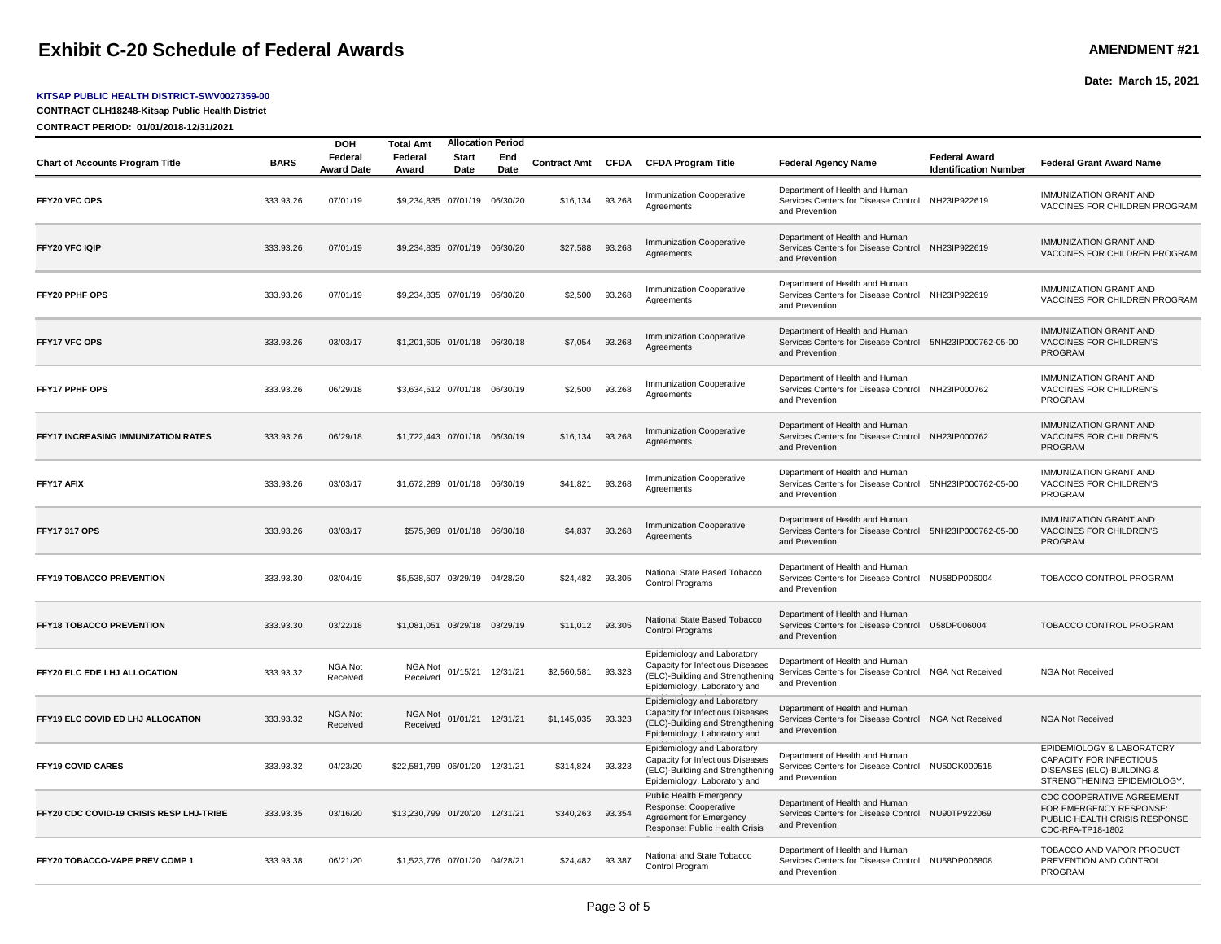# Exhibit C-20 Schedule of Federal Awards

**AMENDMENT #21**

**Date: March 15, 2021**

**KITSAP PUBLIC HEALTH DISTRICT-SWV0027359-00**

**CONTRACT CLH18248-Kitsap Public Health District**

**CONTRACT PERIOD: 01/01/2018-12/31/2021**

| Chart of Accounts Program Title | BARS | DOH Federal Award Date | Total Amt Federal Award | Allocation Period Start Date | Allocation Period End Date | Contract Amt | CFDA | CFDA Program Title | Federal Agency Name | Federal Award Identification Number | Federal Grant Award Name |
|---|---|---|---|---|---|---|---|---|---|---|---|
| FFY20 VFC OPS | 333.93.26 | 07/01/19 | $9,234,835 | 07/01/19 | 06/30/20 | $16,134 | 93.268 | Immunization Cooperative Agreements | Department of Health and Human Services Centers for Disease Control and Prevention | NH23IP922619 | IMMUNIZATION GRANT AND VACCINES FOR CHILDREN PROGRAM |
| FFY20 VFC IQIP | 333.93.26 | 07/01/19 | $9,234,835 | 07/01/19 | 06/30/20 | $27,588 | 93.268 | Immunization Cooperative Agreements | Department of Health and Human Services Centers for Disease Control and Prevention | NH23IP922619 | IMMUNIZATION GRANT AND VACCINES FOR CHILDREN PROGRAM |
| FFY20 PPHF OPS | 333.93.26 | 07/01/19 | $9,234,835 | 07/01/19 | 06/30/20 | $2,500 | 93.268 | Immunization Cooperative Agreements | Department of Health and Human Services Centers for Disease Control and Prevention | NH23IP922619 | IMMUNIZATION GRANT AND VACCINES FOR CHILDREN PROGRAM |
| FFY17 VFC OPS | 333.93.26 | 03/03/17 | $1,201,605 | 01/01/18 | 06/30/18 | $7,054 | 93.268 | Immunization Cooperative Agreements | Department of Health and Human Services Centers for Disease Control and Prevention | 5NH23IP000762-05-00 | IMMUNIZATION GRANT AND VACCINES FOR CHILDREN'S PROGRAM |
| FFY17 PPHF OPS | 333.93.26 | 06/29/18 | $3,634,512 | 07/01/18 | 06/30/19 | $2,500 | 93.268 | Immunization Cooperative Agreements | Department of Health and Human Services Centers for Disease Control and Prevention | NH23IP000762 | IMMUNIZATION GRANT AND VACCINES FOR CHILDREN'S PROGRAM |
| FFY17 INCREASING IMMUNIZATION RATES | 333.93.26 | 06/29/18 | $1,722,443 | 07/01/18 | 06/30/19 | $16,134 | 93.268 | Immunization Cooperative Agreements | Department of Health and Human Services Centers for Disease Control and Prevention | NH23IP000762 | IMMUNIZATION GRANT AND VACCINES FOR CHILDREN'S PROGRAM |
| FFY17 AFIX | 333.93.26 | 03/03/17 | $1,672,289 | 01/01/18 | 06/30/19 | $41,821 | 93.268 | Immunization Cooperative Agreements | Department of Health and Human Services Centers for Disease Control and Prevention | 5NH23IP000762-05-00 | IMMUNIZATION GRANT AND VACCINES FOR CHILDREN'S PROGRAM |
| FFY17 317 OPS | 333.93.26 | 03/03/17 | $575,969 | 01/01/18 | 06/30/18 | $4,837 | 93.268 | Immunization Cooperative Agreements | Department of Health and Human Services Centers for Disease Control and Prevention | 5NH23IP000762-05-00 | IMMUNIZATION GRANT AND VACCINES FOR CHILDREN'S PROGRAM |
| FFY19 TOBACCO PREVENTION | 333.93.30 | 03/04/19 | $5,538,507 | 03/29/19 | 04/28/20 | $24,482 | 93.305 | National State Based Tobacco Control Programs | Department of Health and Human Services Centers for Disease Control and Prevention | NU58DP006004 | TOBACCO CONTROL PROGRAM |
| FFY18 TOBACCO PREVENTION | 333.93.30 | 03/22/18 | $1,081,051 | 03/29/18 | 03/29/19 | $11,012 | 93.305 | National State Based Tobacco Control Programs | Department of Health and Human Services Centers for Disease Control and Prevention | U58DP006004 | TOBACCO CONTROL PROGRAM |
| FFY20 ELC EDE LHJ ALLOCATION | 333.93.32 | NGA Not Received | NGA Not Received | 01/15/21 | 12/31/21 | $2,560,581 | 93.323 | Epidemiology and Laboratory Capacity for Infectious Diseases (ELC)-Building and Strengthening Epidemiology, Laboratory and | Department of Health and Human Services Centers for Disease Control and Prevention | NGA Not Received | NGA Not Received |
| FFY19 ELC COVID ED LHJ ALLOCATION | 333.93.32 | NGA Not Received | NGA Not Received | 01/01/21 | 12/31/21 | $1,145,035 | 93.323 | Epidemiology and Laboratory Capacity for Infectious Diseases (ELC)-Building and Strengthening Epidemiology, Laboratory and | Department of Health and Human Services Centers for Disease Control and Prevention | NGA Not Received | NGA Not Received |
| FFY19 COVID CARES | 333.93.32 | 04/23/20 | $22,581,799 | 06/01/20 | 12/31/21 | $314,824 | 93.323 | Epidemiology and Laboratory Capacity for Infectious Diseases (ELC)-Building and Strengthening Epidemiology, Laboratory and | Department of Health and Human Services Centers for Disease Control and Prevention | NU50CK000515 | EPIDEMIOLOGY & LABORATORY CAPACITY FOR INFECTIOUS DISEASES (ELC)-BUILDING & STRENGTHENING EPIDEMIOLOGY, |
| FFY20 CDC COVID-19 CRISIS RESP LHJ-TRIBE | 333.93.35 | 03/16/20 | $13,230,799 | 01/20/20 | 12/31/21 | $340,263 | 93.354 | Public Health Emergency Response: Cooperative Agreement for Emergency Response: Public Health Crisis | Department of Health and Human Services Centers for Disease Control and Prevention | NU90TP922069 | CDC COOPERATIVE AGREEMENT FOR EMERGENCY RESPONSE: PUBLIC HEALTH CRISIS RESPONSE CDC-RFA-TP18-1802 |
| FFY20 TOBACCO-VAPE PREV COMP 1 | 333.93.38 | 06/21/20 | $1,523,776 | 07/01/20 | 04/28/21 | $24,482 | 93.387 | National and State Tobacco Control Program | Department of Health and Human Services Centers for Disease Control and Prevention | NU58DP006808 | TOBACCO AND VAPOR PRODUCT PREVENTION AND CONTROL PROGRAM |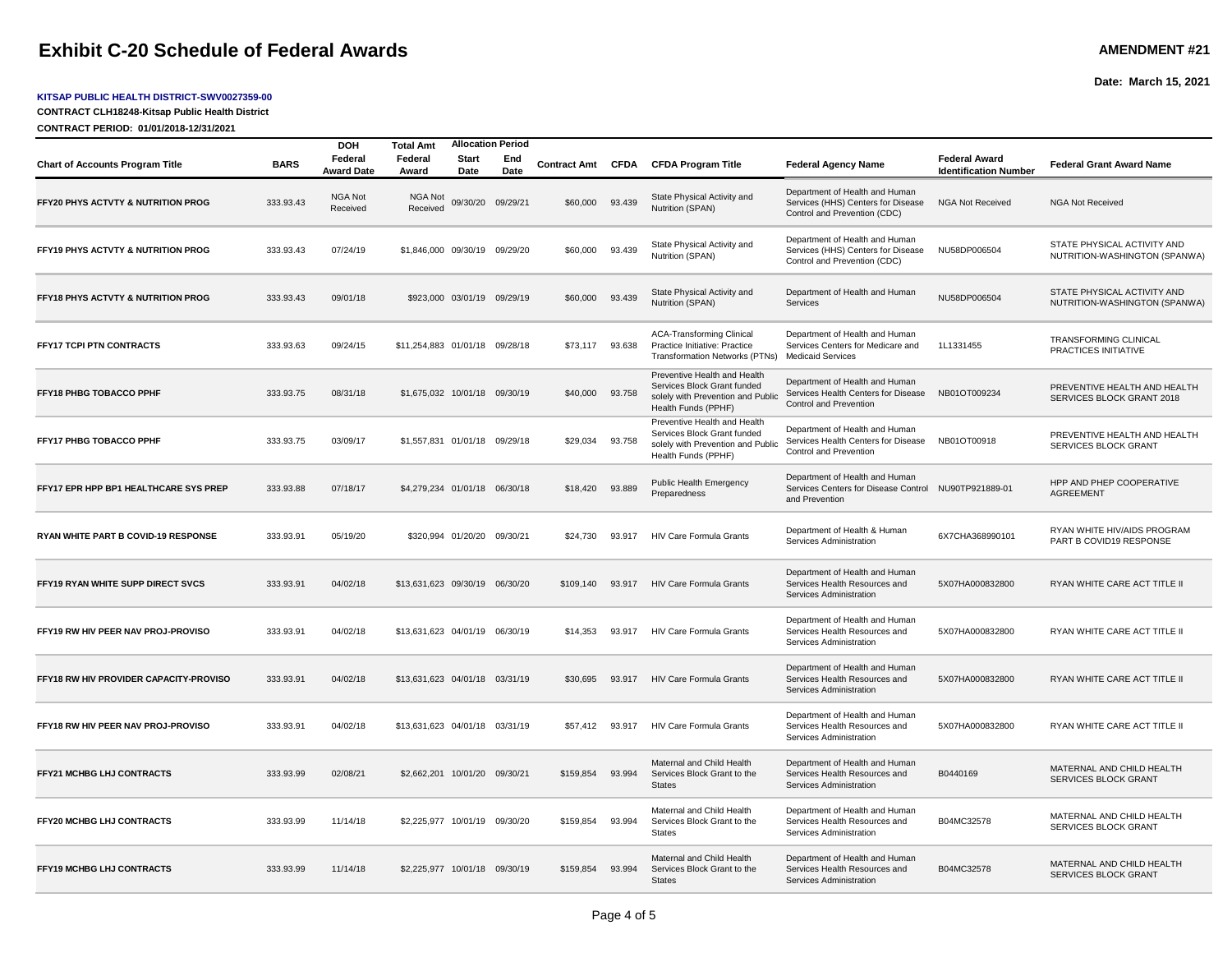# Exhibit C-20 Schedule of Federal Awards

**AMENDMENT #21**

**Date: March 15, 2021**

**KITSAP PUBLIC HEALTH DISTRICT-SWV0027359-00**

**CONTRACT CLH18248-Kitsap Public Health District**

**CONTRACT PERIOD: 01/01/2018-12/31/2021**

| Chart of Accounts Program Title | BARS | DOH Federal Award Date | Total Amt Federal Award | Allocation Period Start Date | Allocation Period End Date | Contract Amt | CFDA | CFDA Program Title | Federal Agency Name | Federal Award Identification Number | Federal Grant Award Name |
|---|---|---|---|---|---|---|---|---|---|---|---|
| FFY20 PHYS ACTVTY & NUTRITION PROG | 333.93.43 | NGA Not Received | NGA Not Received | 09/30/20 | 09/29/21 | $60,000 | 93.439 | State Physical Activity and Nutrition (SPAN) | Department of Health and Human Services (HHS) Centers for Disease Control and Prevention (CDC) | NGA Not Received | NGA Not Received |
| FFY19 PHYS ACTVTY & NUTRITION PROG | 333.93.43 | 07/24/19 | $1,846,000 | 09/30/19 | 09/29/20 | $60,000 | 93.439 | State Physical Activity and Nutrition (SPAN) | Department of Health and Human Services (HHS) Centers for Disease Control and Prevention (CDC) | NU58DP006504 | STATE PHYSICAL ACTIVITY AND NUTRITION-WASHINGTON (SPANWA) |
| FFY18 PHYS ACTVTY & NUTRITION PROG | 333.93.43 | 09/01/18 | $923,000 | 03/01/19 | 09/29/19 | $60,000 | 93.439 | State Physical Activity and Nutrition (SPAN) | Department of Health and Human Services | NU58DP006504 | STATE PHYSICAL ACTIVITY AND NUTRITION-WASHINGTON (SPANWA) |
| FFY17 TCPI PTN CONTRACTS | 333.93.63 | 09/24/15 | $11,254,883 | 01/01/18 | 09/28/18 | $73,117 | 93.638 | ACA-Transforming Clinical Practice Initiative: Practice Transformation Networks (PTNs) | Department of Health and Human Services Centers for Medicare and Medicaid Services | 1L1331455 | TRANSFORMING CLINICAL PRACTICES INITIATIVE |
| FFY18 PHBG TOBACCO PPHF | 333.93.75 | 08/31/18 | $1,675,032 | 10/01/18 | 09/30/19 | $40,000 | 93.758 | Preventive Health and Health Services Block Grant funded solely with Prevention and Public Health Funds (PPHF) | Department of Health and Human Services Health Centers for Disease Control and Prevention | NB01OT009234 | PREVENTIVE HEALTH AND HEALTH SERVICES BLOCK GRANT 2018 |
| FFY17 PHBG TOBACCO PPHF | 333.93.75 | 03/09/17 | $1,557,831 | 01/01/18 | 09/29/18 | $29,034 | 93.758 | Preventive Health and Health Services Block Grant funded solely with Prevention and Public Health Funds (PPHF) | Department of Health and Human Services Health Centers for Disease Control and Prevention | NB01OT00918 | PREVENTIVE HEALTH AND HEALTH SERVICES BLOCK GRANT |
| FFY17 EPR HPP BP1 HEALTHCARE SYS PREP | 333.93.88 | 07/18/17 | $4,279,234 | 01/01/18 | 06/30/18 | $18,420 | 93.889 | Public Health Emergency Preparedness | Department of Health and Human Services Centers for Disease Control and Prevention | NU90TP921889-01 | HPP AND PHEP COOPERATIVE AGREEMENT |
| RYAN WHITE PART B COVID-19 RESPONSE | 333.93.91 | 05/19/20 | $320,994 | 01/20/20 | 09/30/21 | $24,730 | 93.917 | HIV Care Formula Grants | Department of Health & Human Services Administration | 6X7CHA368990101 | RYAN WHITE HIV/AIDS PROGRAM PART B COVID19 RESPONSE |
| FFY19 RYAN WHITE SUPP DIRECT SVCS | 333.93.91 | 04/02/18 | $13,631,623 | 09/30/19 | 06/30/20 | $109,140 | 93.917 | HIV Care Formula Grants | Department of Health and Human Services Health Resources and Services Administration | 5X07HA000832800 | RYAN WHITE CARE ACT TITLE II |
| FFY19 RW HIV PEER NAV PROJ-PROVISO | 333.93.91 | 04/02/18 | $13,631,623 | 04/01/19 | 06/30/19 | $14,353 | 93.917 | HIV Care Formula Grants | Department of Health and Human Services Health Resources and Services Administration | 5X07HA000832800 | RYAN WHITE CARE ACT TITLE II |
| FFY18 RW HIV PROVIDER CAPACITY-PROVISO | 333.93.91 | 04/02/18 | $13,631,623 | 04/01/18 | 03/31/19 | $30,695 | 93.917 | HIV Care Formula Grants | Department of Health and Human Services Health Resources and Services Administration | 5X07HA000832800 | RYAN WHITE CARE ACT TITLE II |
| FFY18 RW HIV PEER NAV PROJ-PROVISO | 333.93.91 | 04/02/18 | $13,631,623 | 04/01/18 | 03/31/19 | $57,412 | 93.917 | HIV Care Formula Grants | Department of Health and Human Services Health Resources and Services Administration | 5X07HA000832800 | RYAN WHITE CARE ACT TITLE II |
| FFY21 MCHBG LHJ CONTRACTS | 333.93.99 | 02/08/21 | $2,662,201 | 10/01/20 | 09/30/21 | $159,854 | 93.994 | Maternal and Child Health Services Block Grant to the States | Department of Health and Human Services Health Resources and Services Administration | B0440169 | MATERNAL AND CHILD HEALTH SERVICES BLOCK GRANT |
| FFY20 MCHBG LHJ CONTRACTS | 333.93.99 | 11/14/18 | $2,225,977 | 10/01/19 | 09/30/20 | $159,854 | 93.994 | Maternal and Child Health Services Block Grant to the States | Department of Health and Human Services Health Resources and Services Administration | B04MC32578 | MATERNAL AND CHILD HEALTH SERVICES BLOCK GRANT |
| FFY19 MCHBG LHJ CONTRACTS | 333.93.99 | 11/14/18 | $2,225,977 | 10/01/18 | 09/30/19 | $159,854 | 93.994 | Maternal and Child Health Services Block Grant to the States | Department of Health and Human Services Health Resources and Services Administration | B04MC32578 | MATERNAL AND CHILD HEALTH SERVICES BLOCK GRANT |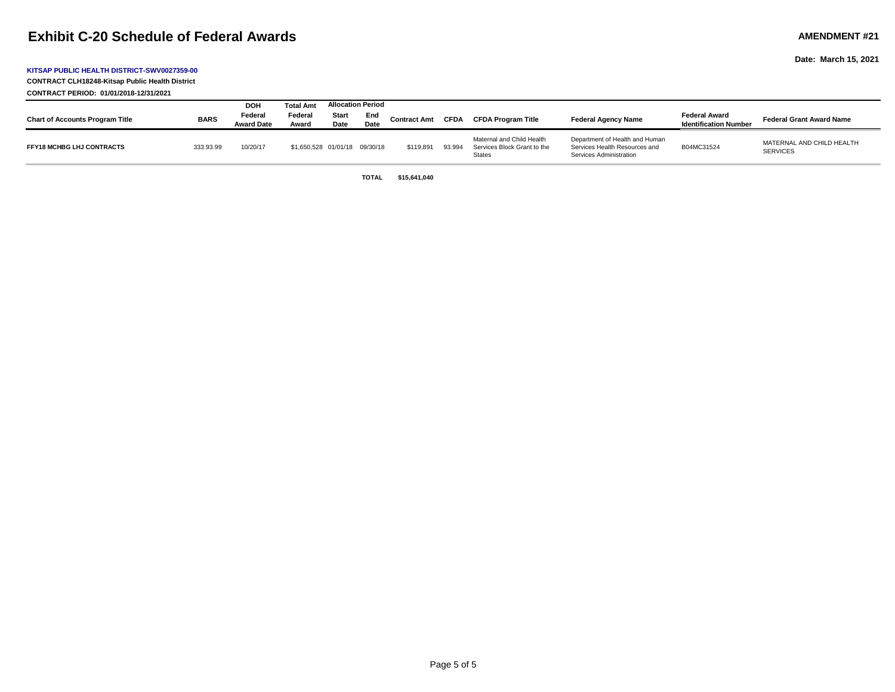# Exhibit C-20 Schedule of Federal Awards

**AMENDMENT #21**

**Date: March 15, 2021**

**KITSAP PUBLIC HEALTH DISTRICT-SWV0027359-00**

**CONTRACT CLH18248-Kitsap Public Health District**

**CONTRACT PERIOD: 01/01/2018-12/31/2021**

| Chart of Accounts Program Title | BARS | DOH Federal Award Date | Total Amt Federal Award | Allocation Period Start Date | Allocation Period End Date | Contract Amt | CFDA | CFDA Program Title | Federal Agency Name | Federal Award Identification Number | Federal Grant Award Name |
|---|---|---|---|---|---|---|---|---|---|---|---|
| **FFY18 MCHBG LHJ CONTRACTS** | 333.93.99 | 10/20/17 | $1,650,528 | 01/01/18 | 09/30/18 | $119,891 | 93.994 | Maternal and Child Health Services Block Grant to the States | Department of Health and Human Services Health Resources and Services Administration | B04MC31524 | MATERNAL AND CHILD HEALTH SERVICES |
| | | | | | **TOTAL** | **$15,641,040** | | | | | |